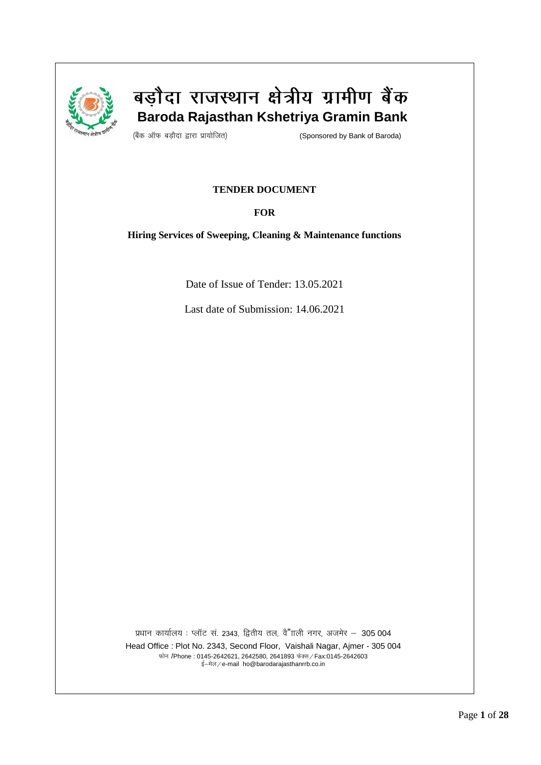# बड़ौदा राजस्थान क्षेत्रीय ग्रामीण बैंक

## Baroda Rajasthan Kshetriya Gramin Bank

(बैंक ऑफ बड़ौदा द्वारा प्रायोजित) (Sponsored by Bank of Baroda)

**TENDER DOCUMENT**

**FOR**

**Hiring Services of Sweeping, Cleaning & Maintenance functions**

Date of Issue of Tender: 13.05.2021

Last date of Submission: 14.06.2021

प्रधान कार्यालय : प्लॉट सं. 2343, द्वितीय तल, वैशाली नगर, अजमेर – 305 004

Head Office : Plot No. 2343, Second Floor, Vaishali Nagar, Ajmer - 305 004

फोन /Phone : 0145-2642621, 2642580, 2641893 फेक्स / Fax:0145-2642603

ई–मेल / e-mail ho@barodarajasthanrrb.co.in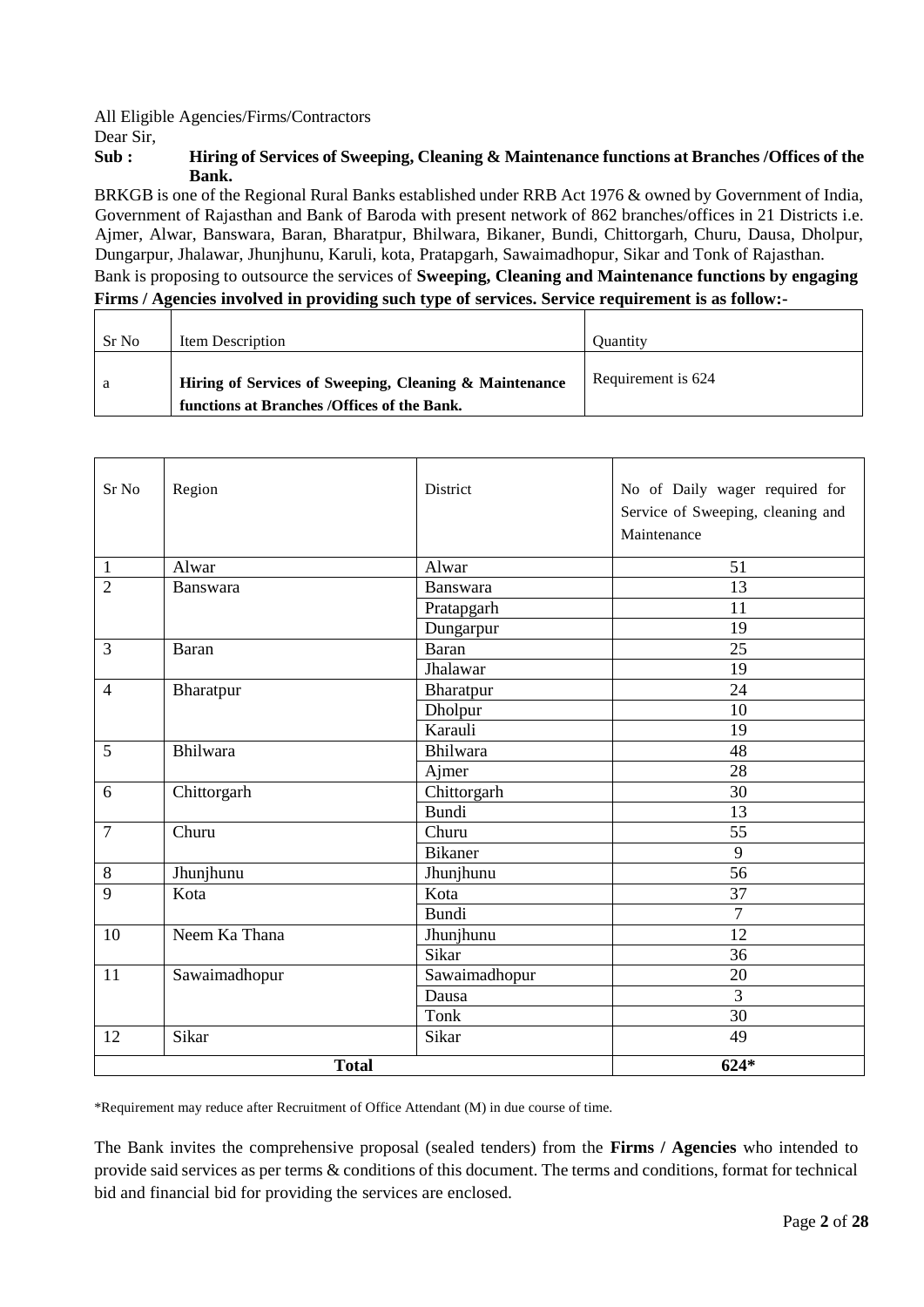All Eligible Agencies/Firms/Contractors

Dear Sir,

**Sub : Hiring of Services of Sweeping, Cleaning & Maintenance functions at Branches /Offices of the Bank.**

BRKGB is one of the Regional Rural Banks established under RRB Act 1976 & owned by Government of India, Government of Rajasthan and Bank of Baroda with present network of 862 branches/offices in 21 Districts i.e. Ajmer, Alwar, Banswara, Baran, Bharatpur, Bhilwara, Bikaner, Bundi, Chittorgarh, Churu, Dausa, Dholpur, Dungarpur, Jhalawar, Jhunjhunu, Karuli, kota, Pratapgarh, Sawaimadhopur, Sikar and Tonk of Rajasthan.

Bank is proposing to outsource the services of **Sweeping, Cleaning and Maintenance functions by engaging Firms / Agencies involved in providing such type of services. Service requirement is as follow:-**

| Sr No | Item Description | Quantity |
|---|---|---|
| a | **Hiring of Services of Sweeping, Cleaning & Maintenance functions at Branches /Offices of the Bank.** | Requirement is 624 |

| Sr No | Region | District | No of Daily wager required for Service of Sweeping, cleaning and Maintenance |
|---|---|---|---|
| 1 | Alwar | Alwar | 51 |
| 2 | Banswara | Banswara | 13 |
| | | Pratapgarh | 11 |
| | | Dungarpur | 19 |
| 3 | Baran | Baran | 25 |
| | | Jhalawar | 19 |
| 4 | Bharatpur | Bharatpur | 24 |
| | | Dholpur | 10 |
| | | Karauli | 19 |
| 5 | Bhilwara | Bhilwara | 48 |
| | | Ajmer | 28 |
| 6 | Chittorgarh | Chittorgarh | 30 |
| | | Bundi | 13 |
| 7 | Churu | Churu | 55 |
| | | Bikaner | 9 |
| 8 | Jhunjhunu | Jhunjhunu | 56 |
| 9 | Kota | Kota | 37 |
| | | Bundi | 7 |
| 10 | Neem Ka Thana | Jhunjhunu | 12 |
| | | Sikar | 36 |
| 11 | Sawaimadhopur | Sawaimadhopur | 20 |
| | | Dausa | 3 |
| | | Tonk | 30 |
| 12 | Sikar | Sikar | 49 |
| **Total** | | | **624*** |

*Requirement may reduce after Recruitment of Office Attendant (M) in due course of time.

The Bank invites the comprehensive proposal (sealed tenders) from the **Firms / Agencies** who intended to provide said services as per terms & conditions of this document. The terms and conditions, format for technical bid and financial bid for providing the services are enclosed.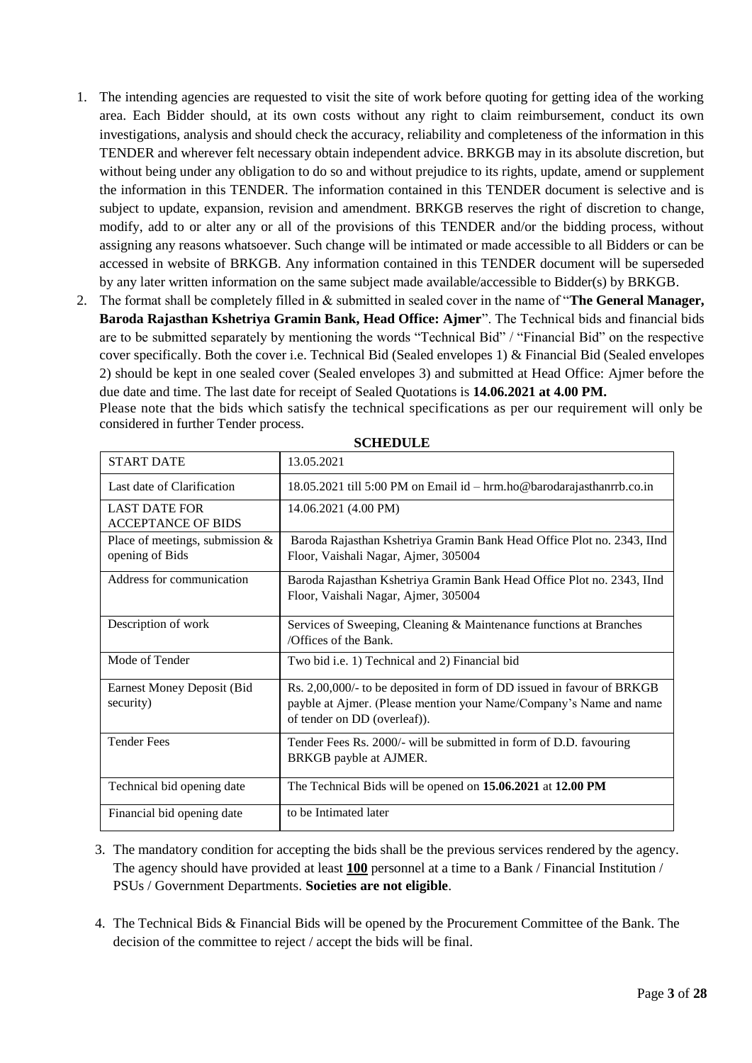1. The intending agencies are requested to visit the site of work before quoting for getting idea of the working area. Each Bidder should, at its own costs without any right to claim reimbursement, conduct its own investigations, analysis and should check the accuracy, reliability and completeness of the information in this TENDER and wherever felt necessary obtain independent advice. BRKGB may in its absolute discretion, but without being under any obligation to do so and without prejudice to its rights, update, amend or supplement the information in this TENDER. The information contained in this TENDER document is selective and is subject to update, expansion, revision and amendment. BRKGB reserves the right of discretion to change, modify, add to or alter any or all of the provisions of this TENDER and/or the bidding process, without assigning any reasons whatsoever. Such change will be intimated or made accessible to all Bidders or can be accessed in website of BRKGB. Any information contained in this TENDER document will be superseded by any later written information on the same subject made available/accessible to Bidder(s) by BRKGB.
2. The format shall be completely filled in & submitted in sealed cover in the name of "**The General Manager, Baroda Rajasthan Kshetriya Gramin Bank, Head Office: Ajmer**". The Technical bids and financial bids are to be submitted separately by mentioning the words "Technical Bid" / "Financial Bid" on the respective cover specifically. Both the cover i.e. Technical Bid (Sealed envelopes 1) & Financial Bid (Sealed envelopes 2) should be kept in one sealed cover (Sealed envelopes 3) and submitted at Head Office: Ajmer before the due date and time. The last date for receipt of Sealed Quotations is **14.06.2021 at 4.00 PM.**

   Please note that the bids which satisfy the technical specifications as per our requirement will only be considered in further Tender process.

**SCHEDULE**

| START DATE | 13.05.2021 |
|---|---|
| Last date of Clarification | 18.05.2021 till 5:00 PM on Email id – hrm.ho@barodarajasthanrrb.co.in |
| LAST DATE FOR ACCEPTANCE OF BIDS | 14.06.2021 (4.00 PM) |
| Place of meetings, submission & opening of Bids | Baroda Rajasthan Kshetriya Gramin Bank Head Office Plot no. 2343, IInd Floor, Vaishali Nagar, Ajmer, 305004 |
| Address for communication | Baroda Rajasthan Kshetriya Gramin Bank Head Office Plot no. 2343, IInd Floor, Vaishali Nagar, Ajmer, 305004 |
| Description of work | Services of Sweeping, Cleaning & Maintenance functions at Branches /Offices of the Bank. |
| Mode of Tender | Two bid i.e. 1) Technical and 2) Financial bid |
| Earnest Money Deposit (Bid security) | Rs. 2,00,000/- to be deposited in form of DD issued in favour of BRKGB payble at Ajmer. (Please mention your Name/Company's Name and name of tender on DD (overleaf)). |
| Tender Fees | Tender Fees Rs. 2000/- will be submitted in form of D.D. favouring BRKGB payble at AJMER. |
| Technical bid opening date | The Technical Bids will be opened on **15.06.2021** at **12.00 PM** |
| Financial bid opening date | to be Intimated later |

3. The mandatory condition for accepting the bids shall be the previous services rendered by the agency. The agency should have provided at least **100** personnel at a time to a Bank / Financial Institution / PSUs / Government Departments. **Societies are not eligible**.

4. The Technical Bids & Financial Bids will be opened by the Procurement Committee of the Bank. The decision of the committee to reject / accept the bids will be final.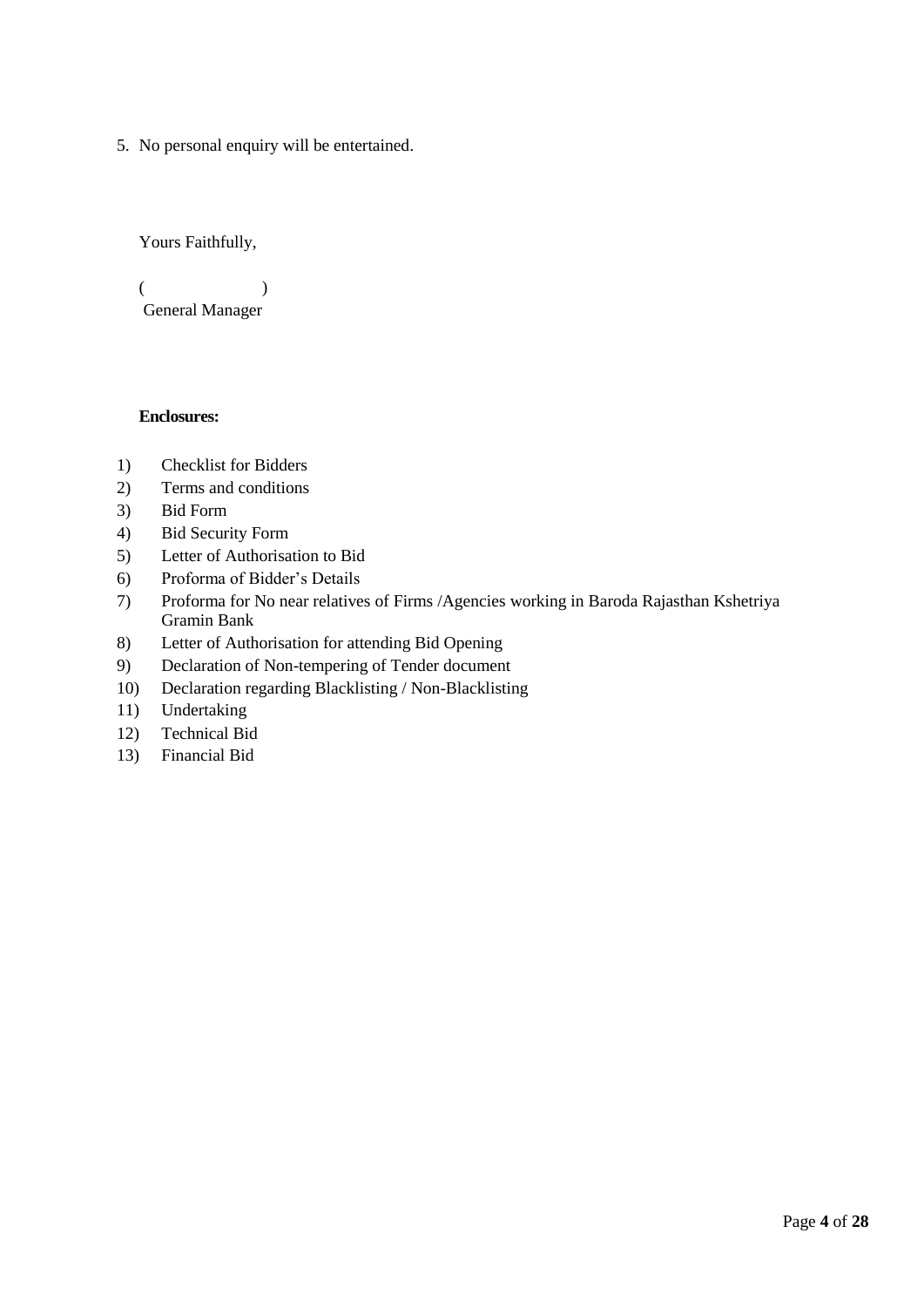5. No personal enquiry will be entertained.

Yours Faithfully,

(                    )
General Manager

**Enclosures:**

1) Checklist for Bidders
2) Terms and conditions
3) Bid Form
4) Bid Security Form
5) Letter of Authorisation to Bid
6) Proforma of Bidder's Details
7) Proforma for No near relatives of Firms /Agencies working in Baroda Rajasthan Kshetriya Gramin Bank
8) Letter of Authorisation for attending Bid Opening
9) Declaration of Non-tempering of Tender document
10) Declaration regarding Blacklisting / Non-Blacklisting
11) Undertaking
12) Technical Bid
13) Financial Bid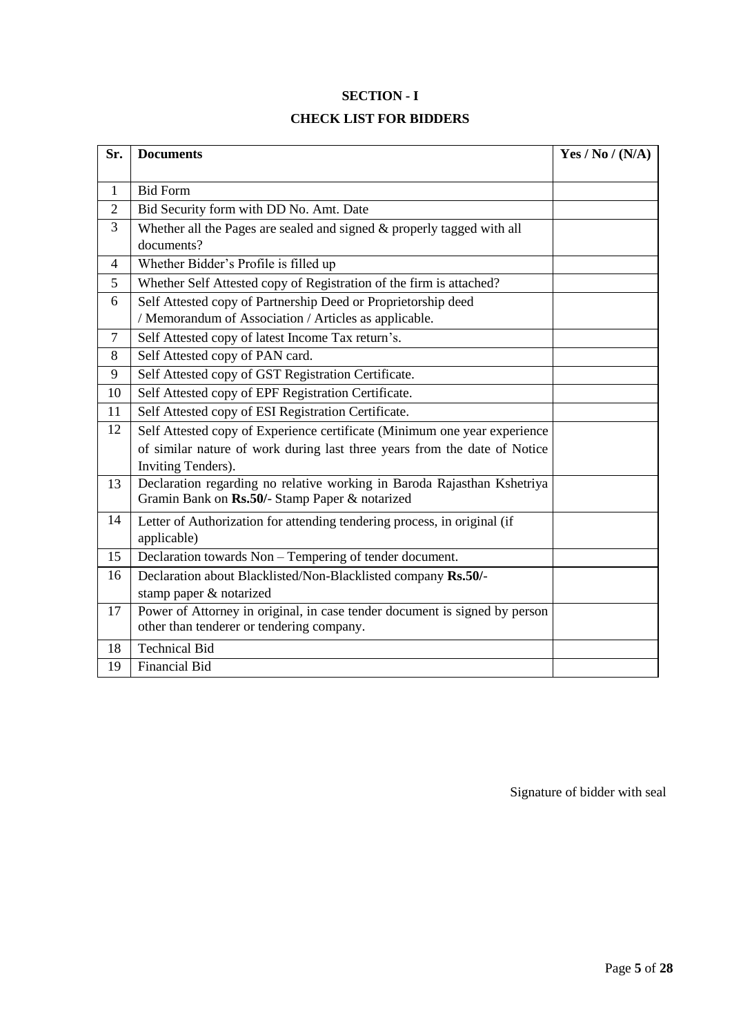## SECTION - I

## CHECK LIST FOR BIDDERS

| Sr. | Documents | Yes / No / (N/A) |
|---|---|---|
| 1 | Bid Form | |
| 2 | Bid Security form with DD No. Amt. Date | |
| 3 | Whether all the Pages are sealed and signed & properly tagged with all documents? | |
| 4 | Whether Bidder's Profile is filled up | |
| 5 | Whether Self Attested copy of Registration of the firm is attached? | |
| 6 | Self Attested copy of Partnership Deed or Proprietorship deed / Memorandum of Association / Articles as applicable. | |
| 7 | Self Attested copy of latest Income Tax return's. | |
| 8 | Self Attested copy of PAN card. | |
| 9 | Self Attested copy of GST Registration Certificate. | |
| 10 | Self Attested copy of EPF Registration Certificate. | |
| 11 | Self Attested copy of ESI Registration Certificate. | |
| 12 | Self Attested copy of Experience certificate (Minimum one year experience of similar nature of work during last three years from the date of Notice Inviting Tenders). | |
| 13 | Declaration regarding no relative working in Baroda Rajasthan Kshetriya Gramin Bank on **Rs.50/-** Stamp Paper & notarized | |
| 14 | Letter of Authorization for attending tendering process, in original (if applicable) | |
| 15 | Declaration towards Non – Tempering of tender document. | |
| 16 | Declaration about Blacklisted/Non-Blacklisted company **Rs.50/-** stamp paper & notarized | |
| 17 | Power of Attorney in original, in case tender document is signed by person other than tenderer or tendering company. | |
| 18 | Technical Bid | |
| 19 | Financial Bid | |

Signature of bidder with seal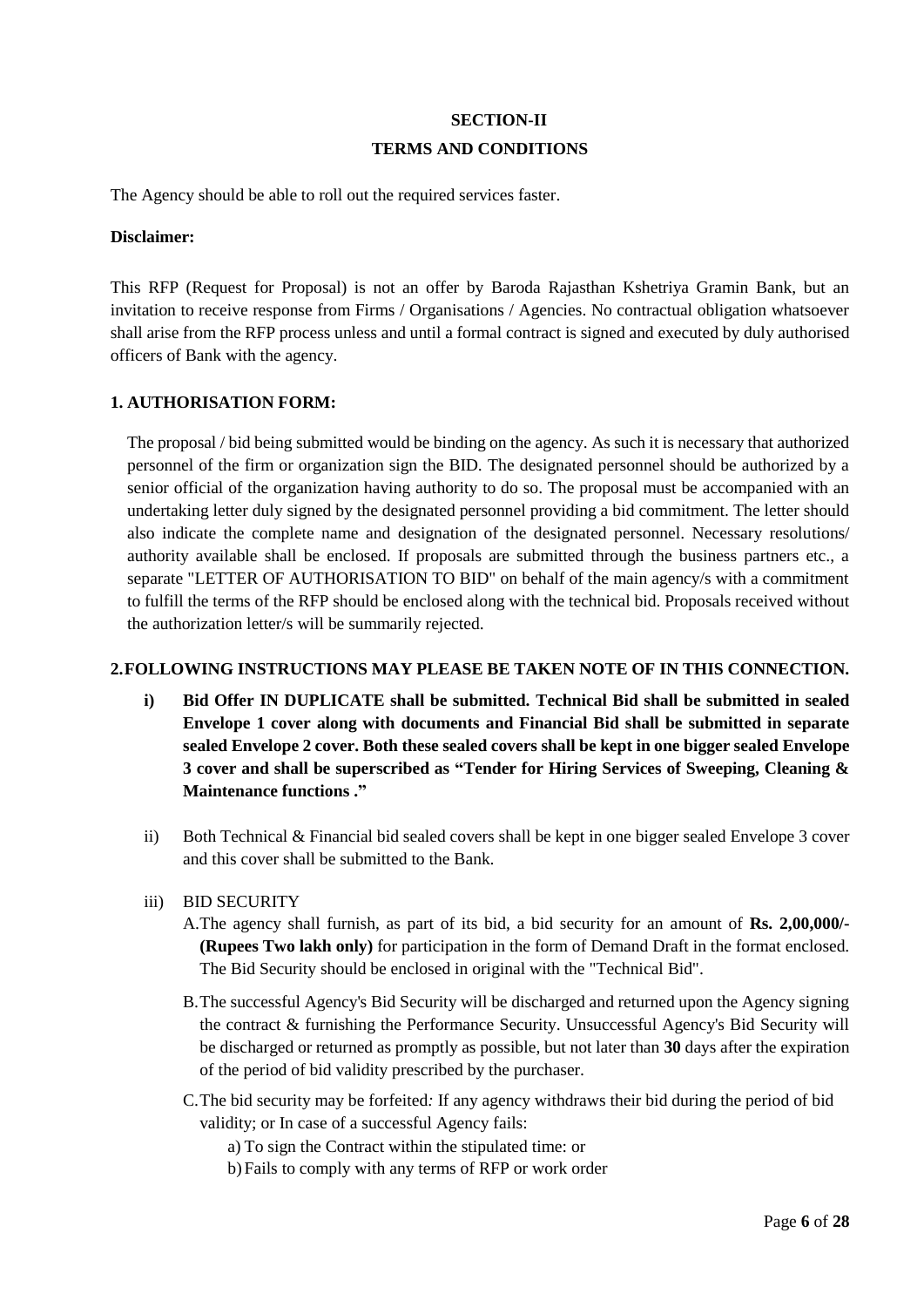## SECTION-II
## TERMS AND CONDITIONS

The Agency should be able to roll out the required services faster.

**Disclaimer:**

This RFP (Request for Proposal) is not an offer by Baroda Rajasthan Kshetriya Gramin Bank, but an invitation to receive response from Firms / Organisations / Agencies. No contractual obligation whatsoever shall arise from the RFP process unless and until a formal contract is signed and executed by duly authorised officers of Bank with the agency.

### 1. AUTHORISATION FORM:

The proposal / bid being submitted would be binding on the agency. As such it is necessary that authorized personnel of the firm or organization sign the BID. The designated personnel should be authorized by a senior official of the organization having authority to do so. The proposal must be accompanied with an undertaking letter duly signed by the designated personnel providing a bid commitment. The letter should also indicate the complete name and designation of the designated personnel. Necessary resolutions/ authority available shall be enclosed. If proposals are submitted through the business partners etc., a separate "LETTER OF AUTHORISATION TO BID" on behalf of the main agency/s with a commitment to fulfill the terms of the RFP should be enclosed along with the technical bid. Proposals received without the authorization letter/s will be summarily rejected.

### 2. FOLLOWING INSTRUCTIONS MAY PLEASE BE TAKEN NOTE OF IN THIS CONNECTION.

i) **Bid Offer IN DUPLICATE shall be submitted. Technical Bid shall be submitted in sealed Envelope 1 cover along with documents and Financial Bid shall be submitted in separate sealed Envelope 2 cover. Both these sealed covers shall be kept in one bigger sealed Envelope 3 cover and shall be superscribed as "Tender for Hiring Services of Sweeping, Cleaning & Maintenance functions ."**

ii) Both Technical & Financial bid sealed covers shall be kept in one bigger sealed Envelope 3 cover and this cover shall be submitted to the Bank.

iii) BID SECURITY

A. The agency shall furnish, as part of its bid, a bid security for an amount of **Rs. 2,00,000/- (Rupees Two lakh only)** for participation in the form of Demand Draft in the format enclosed. The Bid Security should be enclosed in original with the "Technical Bid".

B. The successful Agency's Bid Security will be discharged and returned upon the Agency signing the contract & furnishing the Performance Security. Unsuccessful Agency's Bid Security will be discharged or returned as promptly as possible, but not later than **30** days after the expiration of the period of bid validity prescribed by the purchaser.

C. The bid security may be forfeited*:* If any agency withdraws their bid during the period of bid validity; or In case of a successful Agency fails:

a) To sign the Contract within the stipulated time: or

b) Fails to comply with any terms of RFP or work order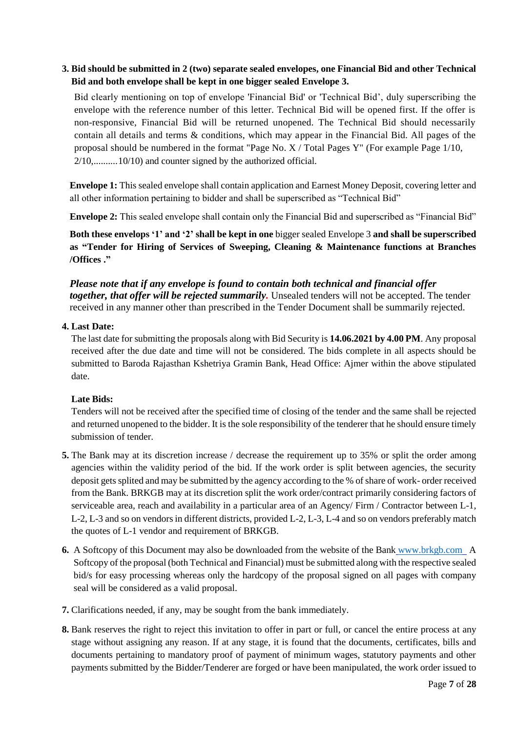3. **Bid should be submitted in 2 (two) separate sealed envelopes, one Financial Bid and other Technical Bid and both envelope shall be kept in one bigger sealed Envelope 3.**

   Bid clearly mentioning on top of envelope 'Financial Bid' or 'Technical Bid', duly superscribing the envelope with the reference number of this letter. Technical Bid will be opened first. If the offer is non-responsive, Financial Bid will be returned unopened. The Technical Bid should necessarily contain all details and terms & conditions, which may appear in the Financial Bid. All pages of the proposal should be numbered in the format "Page No. X / Total Pages Y" (For example Page 1/10, 2/10,..........10/10) and counter signed by the authorized official.

   **Envelope 1:** This sealed envelope shall contain application and Earnest Money Deposit, covering letter and all other information pertaining to bidder and shall be superscribed as "Technical Bid"

   **Envelope 2:** This sealed envelope shall contain only the Financial Bid and superscribed as "Financial Bid"

   **Both these envelops '1' and '2' shall be kept in one** bigger sealed Envelope 3 **and shall be superscribed as "Tender for Hiring of Services of Sweeping, Cleaning & Maintenance functions at Branches /Offices ."**

   ***Please note that if any envelope is found to contain both technical and financial offer together, that offer will be rejected summarily.*** Unsealed tenders will not be accepted. The tender received in any manner other than prescribed in the Tender Document shall be summarily rejected.

4. **Last Date:**

   The last date for submitting the proposals along with Bid Security is **14.06.2021 by 4.00 PM**. Any proposal received after the due date and time will not be considered. The bids complete in all aspects should be submitted to Baroda Rajasthan Kshetriya Gramin Bank, Head Office: Ajmer within the above stipulated date.

   **Late Bids:**

   Tenders will not be received after the specified time of closing of the tender and the same shall be rejected and returned unopened to the bidder. It is the sole responsibility of the tenderer that he should ensure timely submission of tender.

5. The Bank may at its discretion increase / decrease the requirement up to 35% or split the order among agencies within the validity period of the bid. If the work order is split between agencies, the security deposit gets splited and may be submitted by the agency according to the % of share of work- order received from the Bank. BRKGB may at its discretion split the work order/contract primarily considering factors of serviceable area, reach and availability in a particular area of an Agency/ Firm / Contractor between L-1, L-2, L-3 and so on vendors in different districts, provided L-2, L-3, L-4 and so on vendors preferably match the quotes of L-1 vendor and requirement of BRKGB.

6. A Softcopy of this Document may also be downloaded from the website of the Bank www.brkgb.com A Softcopy of the proposal (both Technical and Financial) must be submitted along with the respective sealed bid/s for easy processing whereas only the hardcopy of the proposal signed on all pages with company seal will be considered as a valid proposal.

7. Clarifications needed, if any, may be sought from the bank immediately.

8. Bank reserves the right to reject this invitation to offer in part or full, or cancel the entire process at any stage without assigning any reason. If at any stage, it is found that the documents, certificates, bills and documents pertaining to mandatory proof of payment of minimum wages, statutory payments and other payments submitted by the Bidder/Tenderer are forged or have been manipulated, the work order issued to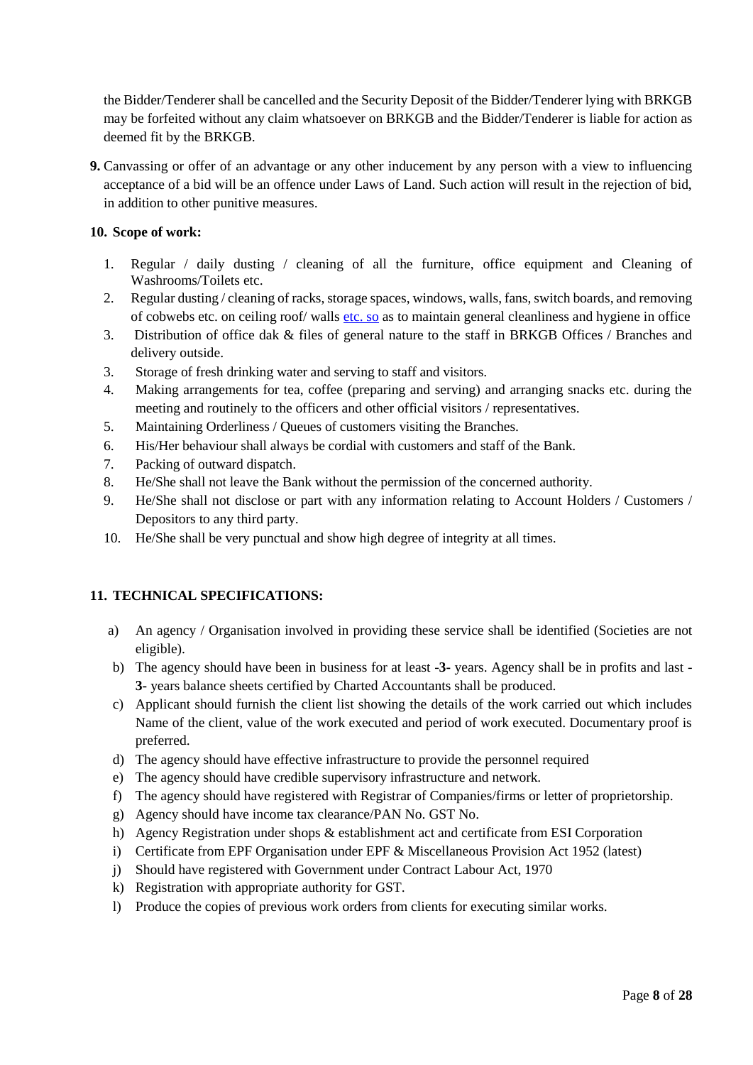the Bidder/Tenderer shall be cancelled and the Security Deposit of the Bidder/Tenderer lying with BRKGB may be forfeited without any claim whatsoever on BRKGB and the Bidder/Tenderer is liable for action as deemed fit by the BRKGB.

**9.** Canvassing or offer of an advantage or any other inducement by any person with a view to influencing acceptance of a bid will be an offence under Laws of Land. Such action will result in the rejection of bid, in addition to other punitive measures.

**10. Scope of work:**

1. Regular / daily dusting / cleaning of all the furniture, office equipment and Cleaning of Washrooms/Toilets etc.
2. Regular dusting / cleaning of racks, storage spaces, windows, walls, fans, switch boards, and removing of cobwebs etc. on ceiling roof/ walls etc. so as to maintain general cleanliness and hygiene in office
3. Distribution of office dak & files of general nature to the staff in BRKGB Offices / Branches and delivery outside.
3. Storage of fresh drinking water and serving to staff and visitors.
4. Making arrangements for tea, coffee (preparing and serving) and arranging snacks etc. during the meeting and routinely to the officers and other official visitors / representatives.
5. Maintaining Orderliness / Queues of customers visiting the Branches.
6. His/Her behaviour shall always be cordial with customers and staff of the Bank.
7. Packing of outward dispatch.
8. He/She shall not leave the Bank without the permission of the concerned authority.
9. He/She shall not disclose or part with any information relating to Account Holders / Customers / Depositors to any third party.
10. He/She shall be very punctual and show high degree of integrity at all times.

**11. TECHNICAL SPECIFICATIONS:**

a) An agency / Organisation involved in providing these service shall be identified (Societies are not eligible).
b) The agency should have been in business for at least -**3**- years. Agency shall be in profits and last -**3**- years balance sheets certified by Charted Accountants shall be produced.
c) Applicant should furnish the client list showing the details of the work carried out which includes Name of the client, value of the work executed and period of work executed. Documentary proof is preferred.
d) The agency should have effective infrastructure to provide the personnel required
e) The agency should have credible supervisory infrastructure and network.
f) The agency should have registered with Registrar of Companies/firms or letter of proprietorship.
g) Agency should have income tax clearance/PAN No. GST No.
h) Agency Registration under shops & establishment act and certificate from ESI Corporation
i) Certificate from EPF Organisation under EPF & Miscellaneous Provision Act 1952 (latest)
j) Should have registered with Government under Contract Labour Act, 1970
k) Registration with appropriate authority for GST.
l) Produce the copies of previous work orders from clients for executing similar works.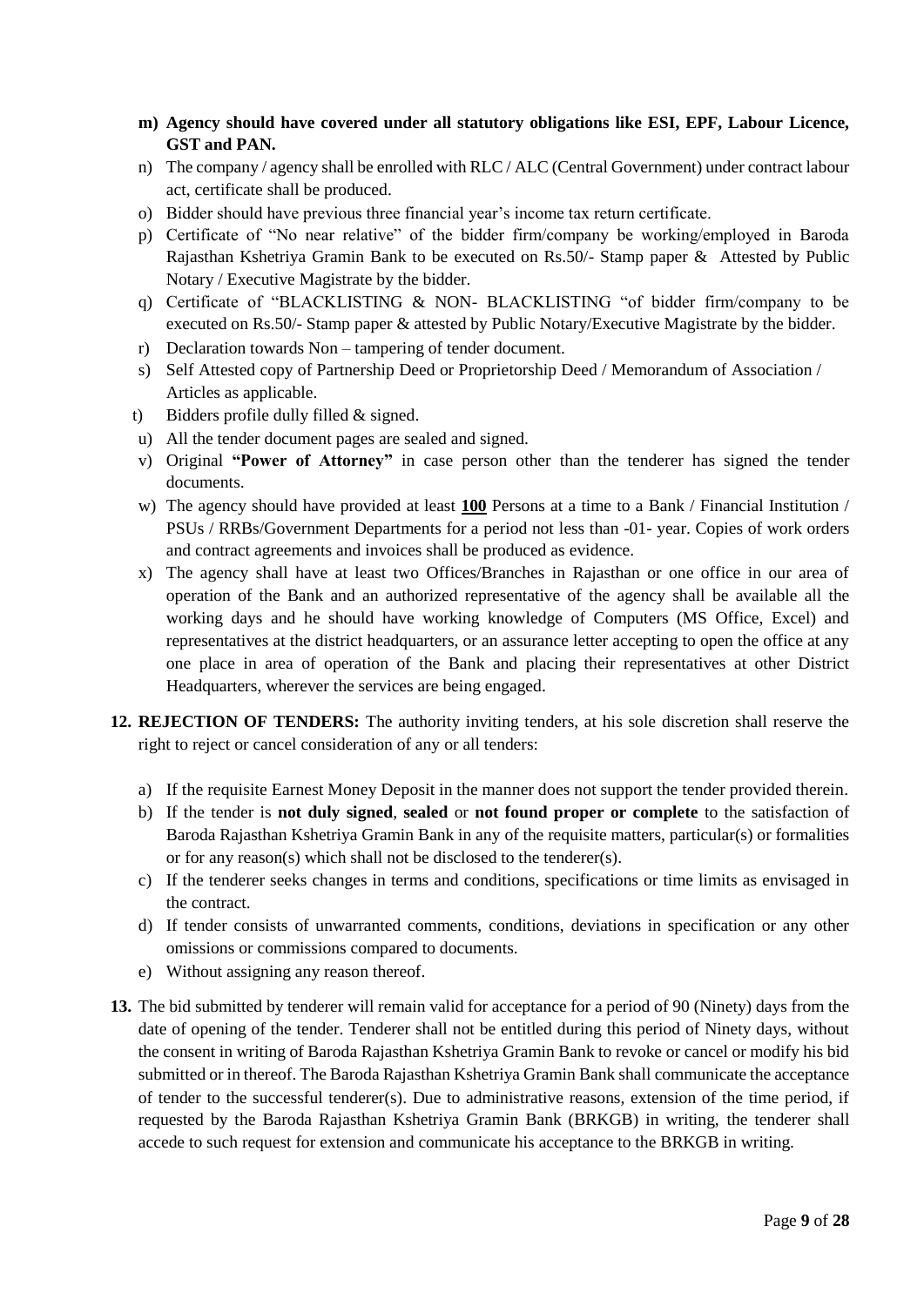- **m) Agency should have covered under all statutory obligations like ESI, EPF, Labour Licence, GST and PAN.**
- n) The company / agency shall be enrolled with RLC / ALC (Central Government) under contract labour act, certificate shall be produced.
- o) Bidder should have previous three financial year's income tax return certificate.
- p) Certificate of "No near relative" of the bidder firm/company be working/employed in Baroda Rajasthan Kshetriya Gramin Bank to be executed on Rs.50/- Stamp paper & Attested by Public Notary / Executive Magistrate by the bidder.
- q) Certificate of "BLACKLISTING & NON- BLACKLISTING "of bidder firm/company to be executed on Rs.50/- Stamp paper & attested by Public Notary/Executive Magistrate by the bidder.
- r) Declaration towards Non – tampering of tender document.
- s) Self Attested copy of Partnership Deed or Proprietorship Deed / Memorandum of Association / Articles as applicable.
- t) Bidders profile dully filled & signed.
- u) All the tender document pages are sealed and signed.
- v) Original **"Power of Attorney"** in case person other than the tenderer has signed the tender documents.
- w) The agency should have provided at least **<u>100</u>** Persons at a time to a Bank / Financial Institution / PSUs / RRBs/Government Departments for a period not less than -01- year. Copies of work orders and contract agreements and invoices shall be produced as evidence.
- x) The agency shall have at least two Offices/Branches in Rajasthan or one office in our area of operation of the Bank and an authorized representative of the agency shall be available all the working days and he should have working knowledge of Computers (MS Office, Excel) and representatives at the district headquarters, or an assurance letter accepting to open the office at any one place in area of operation of the Bank and placing their representatives at other District Headquarters, wherever the services are being engaged.

**12. REJECTION OF TENDERS:** The authority inviting tenders, at his sole discretion shall reserve the right to reject or cancel consideration of any or all tenders:

- a) If the requisite Earnest Money Deposit in the manner does not support the tender provided therein.
- b) If the tender is **not duly signed**, **sealed** or **not found proper or complete** to the satisfaction of Baroda Rajasthan Kshetriya Gramin Bank in any of the requisite matters, particular(s) or formalities or for any reason(s) which shall not be disclosed to the tenderer(s).
- c) If the tenderer seeks changes in terms and conditions, specifications or time limits as envisaged in the contract.
- d) If tender consists of unwarranted comments, conditions, deviations in specification or any other omissions or commissions compared to documents.
- e) Without assigning any reason thereof.

**13.** The bid submitted by tenderer will remain valid for acceptance for a period of 90 (Ninety) days from the date of opening of the tender. Tenderer shall not be entitled during this period of Ninety days, without the consent in writing of Baroda Rajasthan Kshetriya Gramin Bank to revoke or cancel or modify his bid submitted or in thereof. The Baroda Rajasthan Kshetriya Gramin Bank shall communicate the acceptance of tender to the successful tenderer(s). Due to administrative reasons, extension of the time period, if requested by the Baroda Rajasthan Kshetriya Gramin Bank (BRKGB) in writing, the tenderer shall accede to such request for extension and communicate his acceptance to the BRKGB in writing.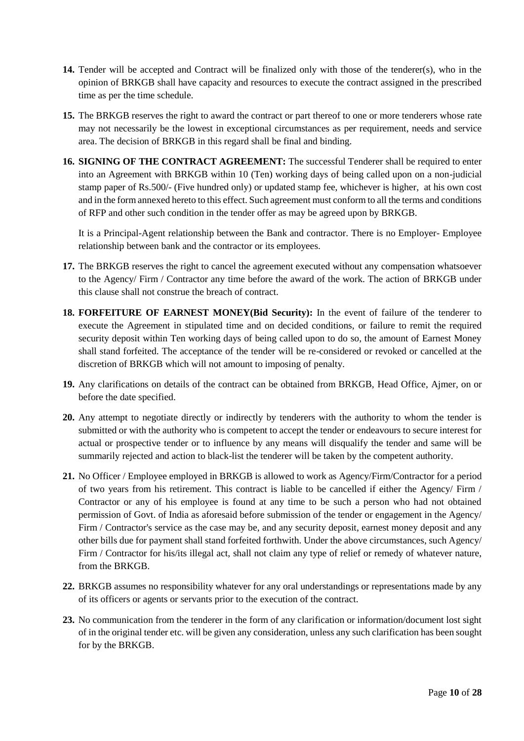**14.** Tender will be accepted and Contract will be finalized only with those of the tenderer(s), who in the opinion of BRKGB shall have capacity and resources to execute the contract assigned in the prescribed time as per the time schedule.

**15.** The BRKGB reserves the right to award the contract or part thereof to one or more tenderers whose rate may not necessarily be the lowest in exceptional circumstances as per requirement, needs and service area. The decision of BRKGB in this regard shall be final and binding.

**16. SIGNING OF THE CONTRACT AGREEMENT:** The successful Tenderer shall be required to enter into an Agreement with BRKGB within 10 (Ten) working days of being called upon on a non-judicial stamp paper of Rs.500/- (Five hundred only) or updated stamp fee, whichever is higher, at his own cost and in the form annexed hereto to this effect. Such agreement must conform to all the terms and conditions of RFP and other such condition in the tender offer as may be agreed upon by BRKGB.

It is a Principal-Agent relationship between the Bank and contractor. There is no Employer- Employee relationship between bank and the contractor or its employees.

**17.** The BRKGB reserves the right to cancel the agreement executed without any compensation whatsoever to the Agency/ Firm / Contractor any time before the award of the work. The action of BRKGB under this clause shall not construe the breach of contract.

**18. FORFEITURE OF EARNEST MONEY(Bid Security):** In the event of failure of the tenderer to execute the Agreement in stipulated time and on decided conditions, or failure to remit the required security deposit within Ten working days of being called upon to do so, the amount of Earnest Money shall stand forfeited. The acceptance of the tender will be re-considered or revoked or cancelled at the discretion of BRKGB which will not amount to imposing of penalty.

**19.** Any clarifications on details of the contract can be obtained from BRKGB, Head Office, Ajmer, on or before the date specified.

**20.** Any attempt to negotiate directly or indirectly by tenderers with the authority to whom the tender is submitted or with the authority who is competent to accept the tender or endeavours to secure interest for actual or prospective tender or to influence by any means will disqualify the tender and same will be summarily rejected and action to black-list the tenderer will be taken by the competent authority.

**21.** No Officer / Employee employed in BRKGB is allowed to work as Agency/Firm/Contractor for a period of two years from his retirement. This contract is liable to be cancelled if either the Agency/ Firm / Contractor or any of his employee is found at any time to be such a person who had not obtained permission of Govt. of India as aforesaid before submission of the tender or engagement in the Agency/ Firm / Contractor's service as the case may be, and any security deposit, earnest money deposit and any other bills due for payment shall stand forfeited forthwith. Under the above circumstances, such Agency/ Firm / Contractor for his/its illegal act, shall not claim any type of relief or remedy of whatever nature, from the BRKGB.

**22.** BRKGB assumes no responsibility whatever for any oral understandings or representations made by any of its officers or agents or servants prior to the execution of the contract.

**23.** No communication from the tenderer in the form of any clarification or information/document lost sight of in the original tender etc. will be given any consideration, unless any such clarification has been sought for by the BRKGB.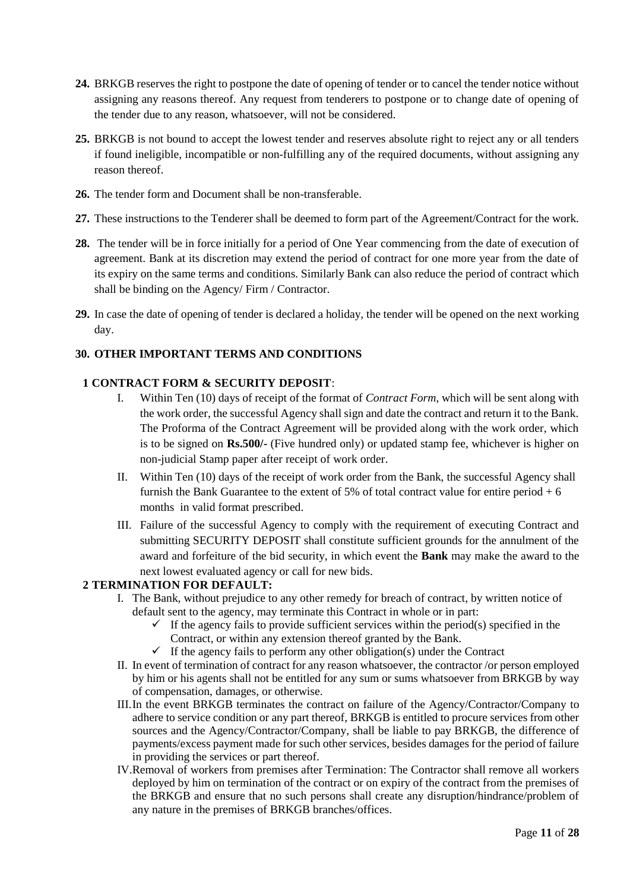**24.** BRKGB reserves the right to postpone the date of opening of tender or to cancel the tender notice without assigning any reasons thereof. Any request from tenderers to postpone or to change date of opening of the tender due to any reason, whatsoever, will not be considered.

**25.** BRKGB is not bound to accept the lowest tender and reserves absolute right to reject any or all tenders if found ineligible, incompatible or non-fulfilling any of the required documents, without assigning any reason thereof.

**26.** The tender form and Document shall be non-transferable.

**27.** These instructions to the Tenderer shall be deemed to form part of the Agreement/Contract for the work.

**28.** The tender will be in force initially for a period of One Year commencing from the date of execution of agreement. Bank at its discretion may extend the period of contract for one more year from the date of its expiry on the same terms and conditions. Similarly Bank can also reduce the period of contract which shall be binding on the Agency/ Firm / Contractor.

**29.** In case the date of opening of tender is declared a holiday, the tender will be opened on the next working day.

**30. OTHER IMPORTANT TERMS AND CONDITIONS**

**1 CONTRACT FORM & SECURITY DEPOSIT**:

I. Within Ten (10) days of receipt of the format of *Contract Form*, which will be sent along with the work order, the successful Agency shall sign and date the contract and return it to the Bank. The Proforma of the Contract Agreement will be provided along with the work order, which is to be signed on **Rs.500/-** (Five hundred only) or updated stamp fee, whichever is higher on non-judicial Stamp paper after receipt of work order.

II. Within Ten (10) days of the receipt of work order from the Bank, the successful Agency shall furnish the Bank Guarantee to the extent of 5% of total contract value for entire period + 6 months in valid format prescribed.

III. Failure of the successful Agency to comply with the requirement of executing Contract and submitting SECURITY DEPOSIT shall constitute sufficient grounds for the annulment of the award and forfeiture of the bid security, in which event the **Bank** may make the award to the next lowest evaluated agency or call for new bids.

**2 TERMINATION FOR DEFAULT:**

I. The Bank, without prejudice to any other remedy for breach of contract, by written notice of default sent to the agency, may terminate this Contract in whole or in part:
   - ✓ If the agency fails to provide sufficient services within the period(s) specified in the Contract, or within any extension thereof granted by the Bank.
   - ✓ If the agency fails to perform any other obligation(s) under the Contract

II. In event of termination of contract for any reason whatsoever, the contractor /or person employed by him or his agents shall not be entitled for any sum or sums whatsoever from BRKGB by way of compensation, damages, or otherwise.

III. In the event BRKGB terminates the contract on failure of the Agency/Contractor/Company to adhere to service condition or any part thereof, BRKGB is entitled to procure services from other sources and the Agency/Contractor/Company, shall be liable to pay BRKGB, the difference of payments/excess payment made for such other services, besides damages for the period of failure in providing the services or part thereof.

IV. Removal of workers from premises after Termination: The Contractor shall remove all workers deployed by him on termination of the contract or on expiry of the contract from the premises of the BRKGB and ensure that no such persons shall create any disruption/hindrance/problem of any nature in the premises of BRKGB branches/offices.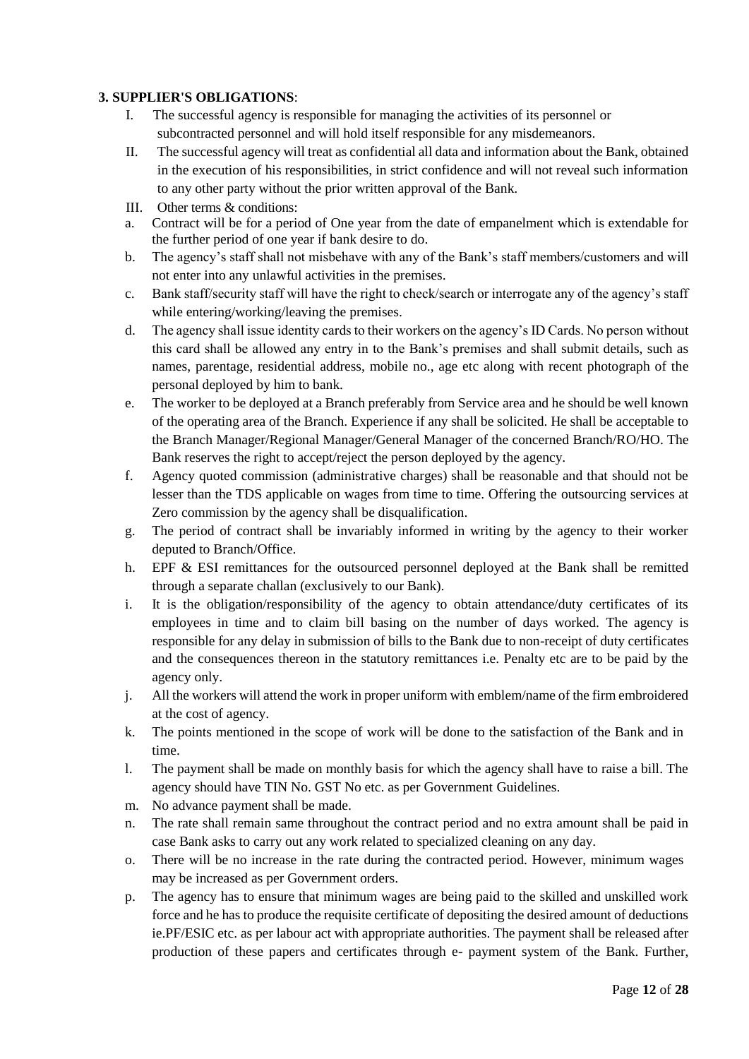**3. SUPPLIER'S OBLIGATIONS**:

I. The successful agency is responsible for managing the activities of its personnel or subcontracted personnel and will hold itself responsible for any misdemeanors.

II. The successful agency will treat as confidential all data and information about the Bank, obtained in the execution of his responsibilities, in strict confidence and will not reveal such information to any other party without the prior written approval of the Bank.

III. Other terms & conditions:

a. Contract will be for a period of One year from the date of empanelment which is extendable for the further period of one year if bank desire to do.

b. The agency's staff shall not misbehave with any of the Bank's staff members/customers and will not enter into any unlawful activities in the premises.

c. Bank staff/security staff will have the right to check/search or interrogate any of the agency's staff while entering/working/leaving the premises.

d. The agency shall issue identity cards to their workers on the agency's ID Cards. No person without this card shall be allowed any entry in to the Bank's premises and shall submit details, such as names, parentage, residential address, mobile no., age etc along with recent photograph of the personal deployed by him to bank.

e. The worker to be deployed at a Branch preferably from Service area and he should be well known of the operating area of the Branch. Experience if any shall be solicited. He shall be acceptable to the Branch Manager/Regional Manager/General Manager of the concerned Branch/RO/HO. The Bank reserves the right to accept/reject the person deployed by the agency.

f. Agency quoted commission (administrative charges) shall be reasonable and that should not be lesser than the TDS applicable on wages from time to time. Offering the outsourcing services at Zero commission by the agency shall be disqualification.

g. The period of contract shall be invariably informed in writing by the agency to their worker deputed to Branch/Office.

h. EPF & ESI remittances for the outsourced personnel deployed at the Bank shall be remitted through a separate challan (exclusively to our Bank).

i. It is the obligation/responsibility of the agency to obtain attendance/duty certificates of its employees in time and to claim bill basing on the number of days worked. The agency is responsible for any delay in submission of bills to the Bank due to non-receipt of duty certificates and the consequences thereon in the statutory remittances i.e. Penalty etc are to be paid by the agency only.

j. All the workers will attend the work in proper uniform with emblem/name of the firm embroidered at the cost of agency.

k. The points mentioned in the scope of work will be done to the satisfaction of the Bank and in time.

l. The payment shall be made on monthly basis for which the agency shall have to raise a bill. The agency should have TIN No. GST No etc. as per Government Guidelines.

m. No advance payment shall be made.

n. The rate shall remain same throughout the contract period and no extra amount shall be paid in case Bank asks to carry out any work related to specialized cleaning on any day.

o. There will be no increase in the rate during the contracted period. However, minimum wages may be increased as per Government orders.

p. The agency has to ensure that minimum wages are being paid to the skilled and unskilled work force and he has to produce the requisite certificate of depositing the desired amount of deductions ie.PF/ESIC etc. as per labour act with appropriate authorities. The payment shall be released after production of these papers and certificates through e- payment system of the Bank. Further,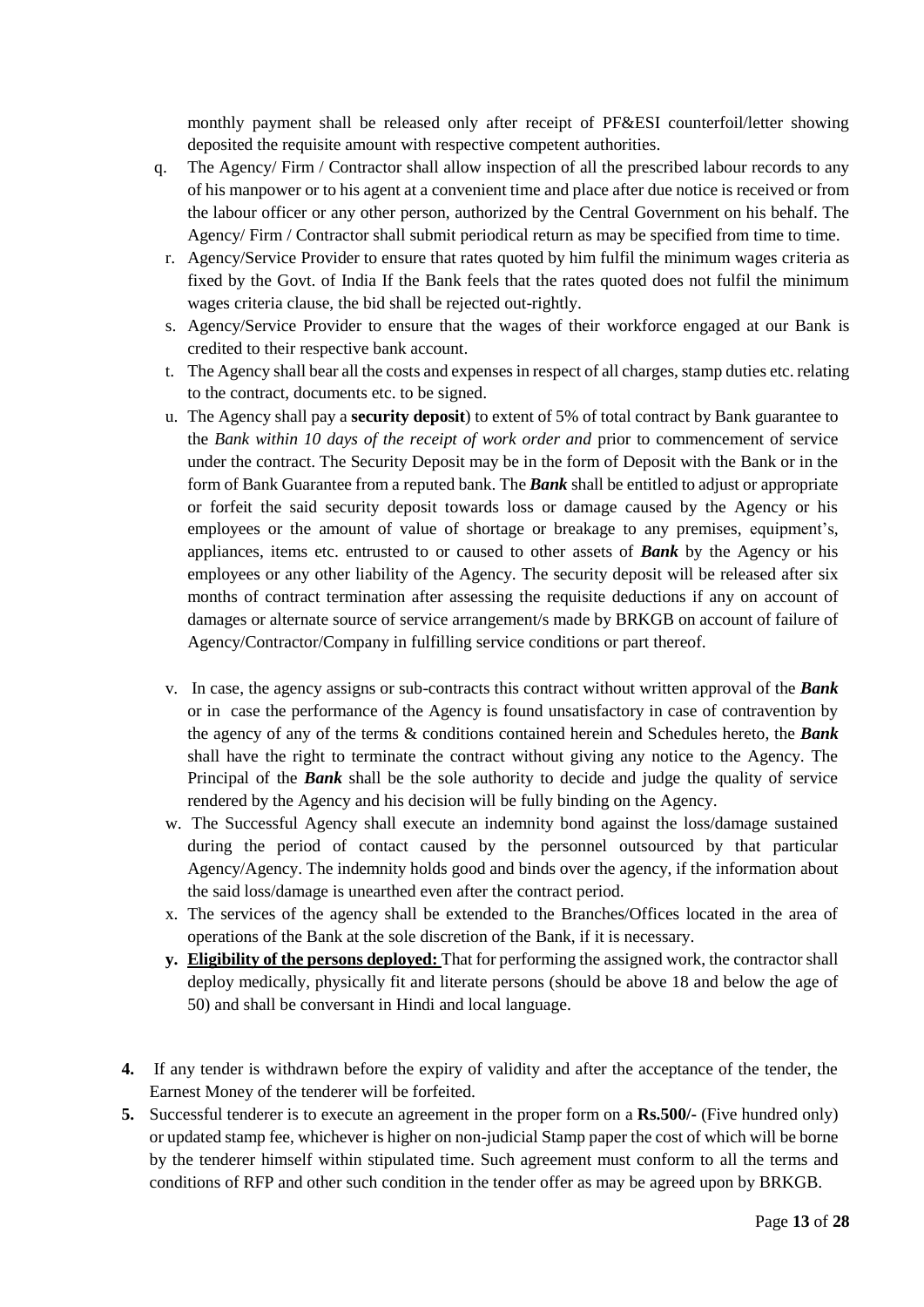monthly payment shall be released only after receipt of PF&ESI counterfoil/letter showing deposited the requisite amount with respective competent authorities.

q. The Agency/ Firm / Contractor shall allow inspection of all the prescribed labour records to any of his manpower or to his agent at a convenient time and place after due notice is received or from the labour officer or any other person, authorized by the Central Government on his behalf. The Agency/ Firm / Contractor shall submit periodical return as may be specified from time to time.

r. Agency/Service Provider to ensure that rates quoted by him fulfil the minimum wages criteria as fixed by the Govt. of India If the Bank feels that the rates quoted does not fulfil the minimum wages criteria clause, the bid shall be rejected out-rightly.

s. Agency/Service Provider to ensure that the wages of their workforce engaged at our Bank is credited to their respective bank account.

t. The Agency shall bear all the costs and expenses in respect of all charges, stamp duties etc. relating to the contract, documents etc. to be signed.

u. The Agency shall pay a **security deposit**) to extent of 5% of total contract by Bank guarantee to the *Bank within 10 days of the receipt of work order and* prior to commencement of service under the contract. The Security Deposit may be in the form of Deposit with the Bank or in the form of Bank Guarantee from a reputed bank. The ***Bank*** shall be entitled to adjust or appropriate or forfeit the said security deposit towards loss or damage caused by the Agency or his employees or the amount of value of shortage or breakage to any premises, equipment's, appliances, items etc. entrusted to or caused to other assets of ***Bank*** by the Agency or his employees or any other liability of the Agency. The security deposit will be released after six months of contract termination after assessing the requisite deductions if any on account of damages or alternate source of service arrangement/s made by BRKGB on account of failure of Agency/Contractor/Company in fulfilling service conditions or part thereof.

v. In case, the agency assigns or sub-contracts this contract without written approval of the ***Bank*** or in case the performance of the Agency is found unsatisfactory in case of contravention by the agency of any of the terms & conditions contained herein and Schedules hereto, the ***Bank*** shall have the right to terminate the contract without giving any notice to the Agency. The Principal of the ***Bank*** shall be the sole authority to decide and judge the quality of service rendered by the Agency and his decision will be fully binding on the Agency.

w. The Successful Agency shall execute an indemnity bond against the loss/damage sustained during the period of contact caused by the personnel outsourced by that particular Agency/Agency. The indemnity holds good and binds over the agency, if the information about the said loss/damage is unearthed even after the contract period.

x. The services of the agency shall be extended to the Branches/Offices located in the area of operations of the Bank at the sole discretion of the Bank, if it is necessary.

**y. <u>Eligibility of the persons deployed:</u>** That for performing the assigned work, the contractor shall deploy medically, physically fit and literate persons (should be above 18 and below the age of 50) and shall be conversant in Hindi and local language.

**4.** If any tender is withdrawn before the expiry of validity and after the acceptance of the tender, the Earnest Money of the tenderer will be forfeited.

**5.** Successful tenderer is to execute an agreement in the proper form on a **Rs.500/-** (Five hundred only) or updated stamp fee, whichever is higher on non-judicial Stamp paper the cost of which will be borne by the tenderer himself within stipulated time. Such agreement must conform to all the terms and conditions of RFP and other such condition in the tender offer as may be agreed upon by BRKGB.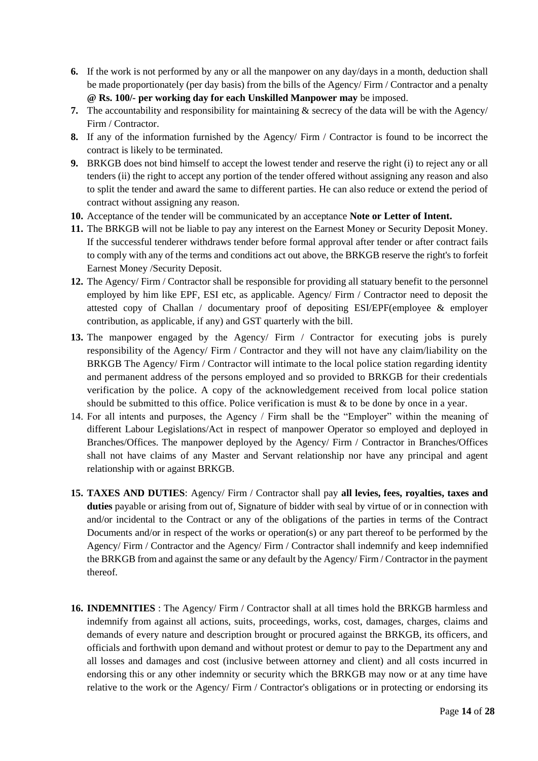6. If the work is not performed by any or all the manpower on any day/days in a month, deduction shall be made proportionately (per day basis) from the bills of the Agency/ Firm / Contractor and a penalty **@ Rs. 100/- per working day for each Unskilled Manpower may** be imposed.
7. The accountability and responsibility for maintaining & secrecy of the data will be with the Agency/ Firm / Contractor.
8. If any of the information furnished by the Agency/ Firm / Contractor is found to be incorrect the contract is likely to be terminated.
9. BRKGB does not bind himself to accept the lowest tender and reserve the right (i) to reject any or all tenders (ii) the right to accept any portion of the tender offered without assigning any reason and also to split the tender and award the same to different parties. He can also reduce or extend the period of contract without assigning any reason.
10. Acceptance of the tender will be communicated by an acceptance **Note or Letter of Intent.**
11. The BRKGB will not be liable to pay any interest on the Earnest Money or Security Deposit Money. If the successful tenderer withdraws tender before formal approval after tender or after contract fails to comply with any of the terms and conditions act out above, the BRKGB reserve the right's to forfeit Earnest Money /Security Deposit.
12. The Agency/ Firm / Contractor shall be responsible for providing all statuary benefit to the personnel employed by him like EPF, ESI etc, as applicable. Agency/ Firm / Contractor need to deposit the attested copy of Challan / documentary proof of depositing ESI/EPF(employee & employer contribution, as applicable, if any) and GST quarterly with the bill.
13. The manpower engaged by the Agency/ Firm / Contractor for executing jobs is purely responsibility of the Agency/ Firm / Contractor and they will not have any claim/liability on the BRKGB The Agency/ Firm / Contractor will intimate to the local police station regarding identity and permanent address of the persons employed and so provided to BRKGB for their credentials verification by the police. A copy of the acknowledgement received from local police station should be submitted to this office. Police verification is must & to be done by once in a year.
14. For all intents and purposes, the Agency / Firm shall be the "Employer" within the meaning of different Labour Legislations/Act in respect of manpower Operator so employed and deployed in Branches/Offices. The manpower deployed by the Agency/ Firm / Contractor in Branches/Offices shall not have claims of any Master and Servant relationship nor have any principal and agent relationship with or against BRKGB.
15. **TAXES AND DUTIES**: Agency/ Firm / Contractor shall pay **all levies, fees, royalties, taxes and duties** payable or arising from out of, Signature of bidder with seal by virtue of or in connection with and/or incidental to the Contract or any of the obligations of the parties in terms of the Contract Documents and/or in respect of the works or operation(s) or any part thereof to be performed by the Agency/ Firm / Contractor and the Agency/ Firm / Contractor shall indemnify and keep indemnified the BRKGB from and against the same or any default by the Agency/ Firm / Contractor in the payment thereof.
16. **INDEMNITIES** : The Agency/ Firm / Contractor shall at all times hold the BRKGB harmless and indemnify from against all actions, suits, proceedings, works, cost, damages, charges, claims and demands of every nature and description brought or procured against the BRKGB, its officers, and officials and forthwith upon demand and without protest or demur to pay to the Department any and all losses and damages and cost (inclusive between attorney and client) and all costs incurred in endorsing this or any other indemnity or security which the BRKGB may now or at any time have relative to the work or the Agency/ Firm / Contractor's obligations or in protecting or endorsing its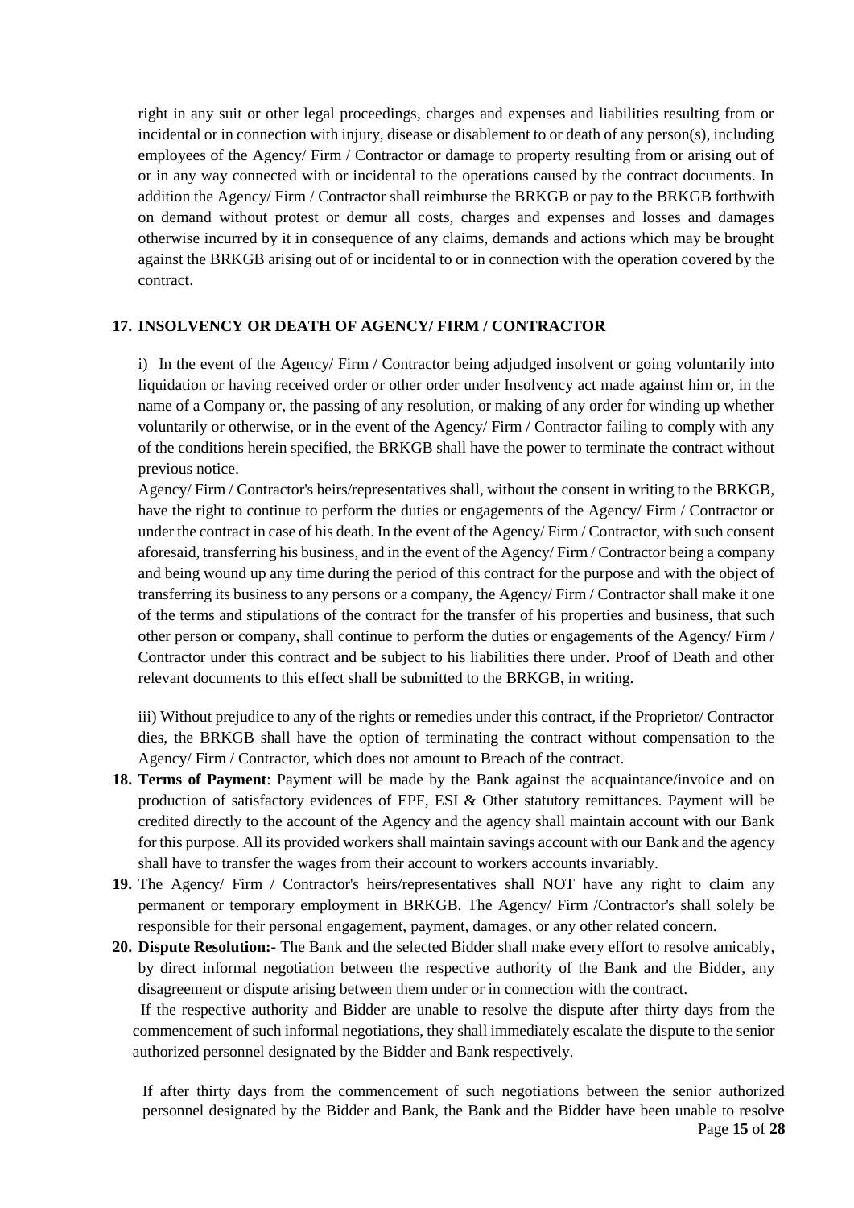right in any suit or other legal proceedings, charges and expenses and liabilities resulting from or incidental or in connection with injury, disease or disablement to or death of any person(s), including employees of the Agency/ Firm / Contractor or damage to property resulting from or arising out of or in any way connected with or incidental to the operations caused by the contract documents. In addition the Agency/ Firm / Contractor shall reimburse the BRKGB or pay to the BRKGB forthwith on demand without protest or demur all costs, charges and expenses and losses and damages otherwise incurred by it in consequence of any claims, demands and actions which may be brought against the BRKGB arising out of or incidental to or in connection with the operation covered by the contract.

**17. INSOLVENCY OR DEATH OF AGENCY/ FIRM / CONTRACTOR**

i) In the event of the Agency/ Firm / Contractor being adjudged insolvent or going voluntarily into liquidation or having received order or other order under Insolvency act made against him or, in the name of a Company or, the passing of any resolution, or making of any order for winding up whether voluntarily or otherwise, or in the event of the Agency/ Firm / Contractor failing to comply with any of the conditions herein specified, the BRKGB shall have the power to terminate the contract without previous notice.

Agency/ Firm / Contractor's heirs/representatives shall, without the consent in writing to the BRKGB, have the right to continue to perform the duties or engagements of the Agency/ Firm / Contractor or under the contract in case of his death. In the event of the Agency/ Firm / Contractor, with such consent aforesaid, transferring his business, and in the event of the Agency/ Firm / Contractor being a company and being wound up any time during the period of this contract for the purpose and with the object of transferring its business to any persons or a company, the Agency/ Firm / Contractor shall make it one of the terms and stipulations of the contract for the transfer of his properties and business, that such other person or company, shall continue to perform the duties or engagements of the Agency/ Firm / Contractor under this contract and be subject to his liabilities there under. Proof of Death and other relevant documents to this effect shall be submitted to the BRKGB, in writing.

iii) Without prejudice to any of the rights or remedies under this contract, if the Proprietor/ Contractor dies, the BRKGB shall have the option of terminating the contract without compensation to the Agency/ Firm / Contractor, which does not amount to Breach of the contract.

18. **Terms of Payment**: Payment will be made by the Bank against the acquaintance/invoice and on production of satisfactory evidences of EPF, ESI & Other statutory remittances. Payment will be credited directly to the account of the Agency and the agency shall maintain account with our Bank for this purpose. All its provided workers shall maintain savings account with our Bank and the agency shall have to transfer the wages from their account to workers accounts invariably.
19. The Agency/ Firm / Contractor's heirs/representatives shall NOT have any right to claim any permanent or temporary employment in BRKGB. The Agency/ Firm /Contractor's shall solely be responsible for their personal engagement, payment, damages, or any other related concern.
20. **Dispute Resolution:-** The Bank and the selected Bidder shall make every effort to resolve amicably, by direct informal negotiation between the respective authority of the Bank and the Bidder, any disagreement or dispute arising between them under or in connection with the contract.

If the respective authority and Bidder are unable to resolve the dispute after thirty days from the commencement of such informal negotiations, they shall immediately escalate the dispute to the senior authorized personnel designated by the Bidder and Bank respectively.

If after thirty days from the commencement of such negotiations between the senior authorized personnel designated by the Bidder and Bank, the Bank and the Bidder have been unable to resolve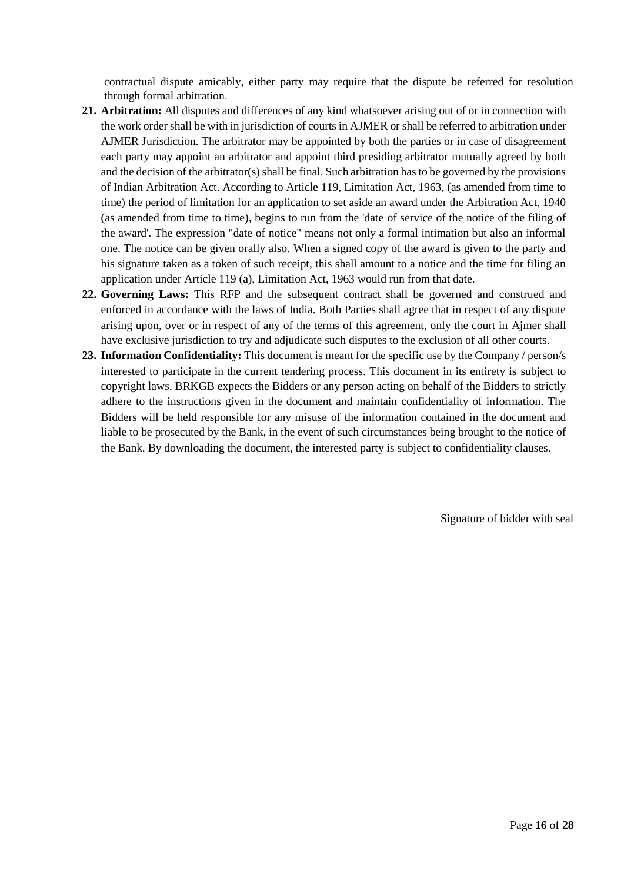contractual dispute amicably, either party may require that the dispute be referred for resolution through formal arbitration.

21. **Arbitration:** All disputes and differences of any kind whatsoever arising out of or in connection with the work order shall be with in jurisdiction of courts in AJMER or shall be referred to arbitration under AJMER Jurisdiction. The arbitrator may be appointed by both the parties or in case of disagreement each party may appoint an arbitrator and appoint third presiding arbitrator mutually agreed by both and the decision of the arbitrator(s) shall be final. Such arbitration has to be governed by the provisions of Indian Arbitration Act. According to Article 119, Limitation Act, 1963, (as amended from time to time) the period of limitation for an application to set aside an award under the Arbitration Act, 1940 (as amended from time to time), begins to run from the 'date of service of the notice of the filing of the award'. The expression "date of notice" means not only a formal intimation but also an informal one. The notice can be given orally also. When a signed copy of the award is given to the party and his signature taken as a token of such receipt, this shall amount to a notice and the time for filing an application under Article 119 (a), Limitation Act, 1963 would run from that date.
22. **Governing Laws:** This RFP and the subsequent contract shall be governed and construed and enforced in accordance with the laws of India. Both Parties shall agree that in respect of any dispute arising upon, over or in respect of any of the terms of this agreement, only the court in Ajmer shall have exclusive jurisdiction to try and adjudicate such disputes to the exclusion of all other courts.
23. **Information Confidentiality:** This document is meant for the specific use by the Company / person/s interested to participate in the current tendering process. This document in its entirety is subject to copyright laws. BRKGB expects the Bidders or any person acting on behalf of the Bidders to strictly adhere to the instructions given in the document and maintain confidentiality of information. The Bidders will be held responsible for any misuse of the information contained in the document and liable to be prosecuted by the Bank, in the event of such circumstances being brought to the notice of the Bank. By downloading the document, the interested party is subject to confidentiality clauses.

Signature of bidder with seal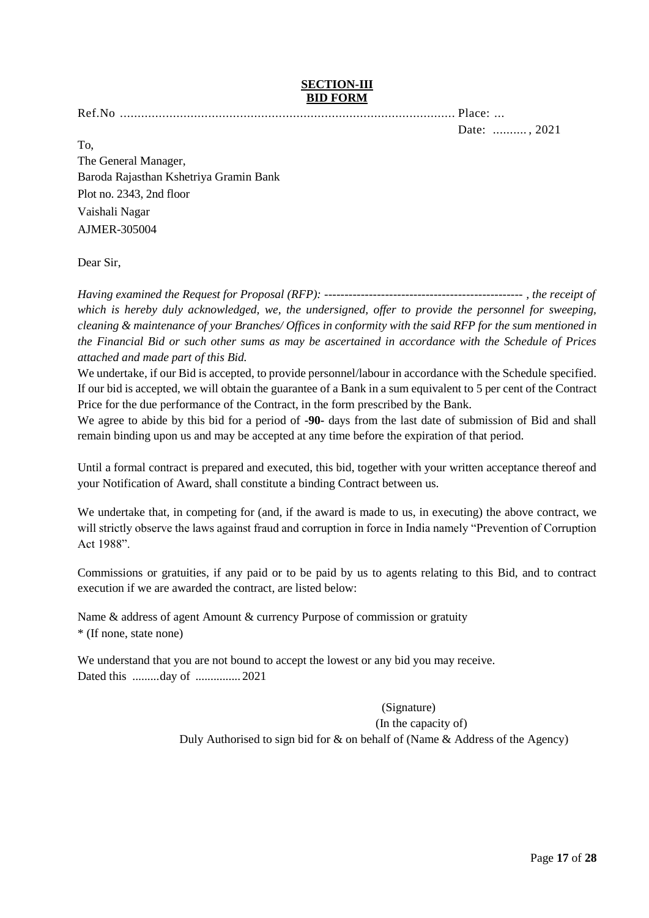## SECTION-III
## BID FORM

Ref.No ................................................................................................ Place: ...

Date: .......... , 2021

To,

The General Manager,
Baroda Rajasthan Kshetriya Gramin Bank
Plot no. 2343, 2nd floor
Vaishali Nagar
AJMER-305004

Dear Sir,

*Having examined the Request for Proposal (RFP): ------------------------------------------------- , the receipt of which is hereby duly acknowledged, we, the undersigned, offer to provide the personnel for sweeping, cleaning & maintenance of your Branches/ Offices in conformity with the said RFP for the sum mentioned in the Financial Bid or such other sums as may be ascertained in accordance with the Schedule of Prices attached and made part of this Bid.*

We undertake, if our Bid is accepted, to provide personnel/labour in accordance with the Schedule specified. If our bid is accepted, we will obtain the guarantee of a Bank in a sum equivalent to 5 per cent of the Contract Price for the due performance of the Contract, in the form prescribed by the Bank.

We agree to abide by this bid for a period of **-90-** days from the last date of submission of Bid and shall remain binding upon us and may be accepted at any time before the expiration of that period.

Until a formal contract is prepared and executed, this bid, together with your written acceptance thereof and your Notification of Award, shall constitute a binding Contract between us.

We undertake that, in competing for (and, if the award is made to us, in executing) the above contract, we will strictly observe the laws against fraud and corruption in force in India namely "Prevention of Corruption Act 1988".

Commissions or gratuities, if any paid or to be paid by us to agents relating to this Bid, and to contract execution if we are awarded the contract, are listed below:

Name & address of agent Amount & currency Purpose of commission or gratuity
* (If none, state none)

We understand that you are not bound to accept the lowest or any bid you may receive.
Dated this .........day of ............... 2021

(Signature)
(In the capacity of)
Duly Authorised to sign bid for & on behalf of (Name & Address of the Agency)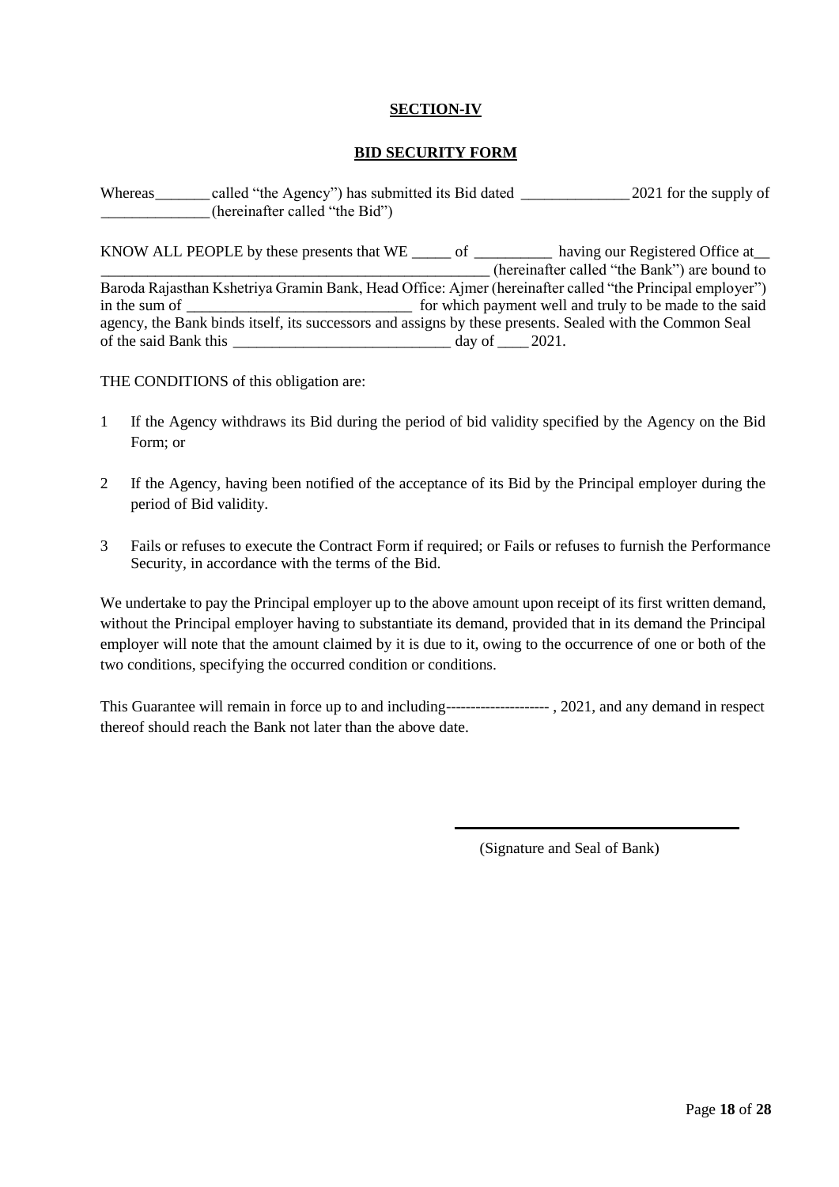## SECTION-IV

## BID SECURITY FORM

Whereas_______ called "the Agency") has submitted its Bid dated ______________ 2021 for the supply of ______________(hereinafter called "the Bid")

KNOW ALL PEOPLE by these presents that WE _____ of __________ having our Registered Office at__ ____________________________________________________ (hereinafter called "the Bank") are bound to Baroda Rajasthan Kshetriya Gramin Bank, Head Office: Ajmer (hereinafter called "the Principal employer") in the sum of ______________________________ for which payment well and truly to be made to the said agency, the Bank binds itself, its successors and assigns by these presents. Sealed with the Common Seal of the said Bank this ____________________________ day of ____ 2021.

THE CONDITIONS of this obligation are:

1. If the Agency withdraws its Bid during the period of bid validity specified by the Agency on the Bid Form; or
2. If the Agency, having been notified of the acceptance of its Bid by the Principal employer during the period of Bid validity.
3. Fails or refuses to execute the Contract Form if required; or Fails or refuses to furnish the Performance Security, in accordance with the terms of the Bid.

We undertake to pay the Principal employer up to the above amount upon receipt of its first written demand, without the Principal employer having to substantiate its demand, provided that in its demand the Principal employer will note that the amount claimed by it is due to it, owing to the occurrence of one or both of the two conditions, specifying the occurred condition or conditions.

This Guarantee will remain in force up to and including--------------------- , 2021, and any demand in respect thereof should reach the Bank not later than the above date.

______________________________

(Signature and Seal of Bank)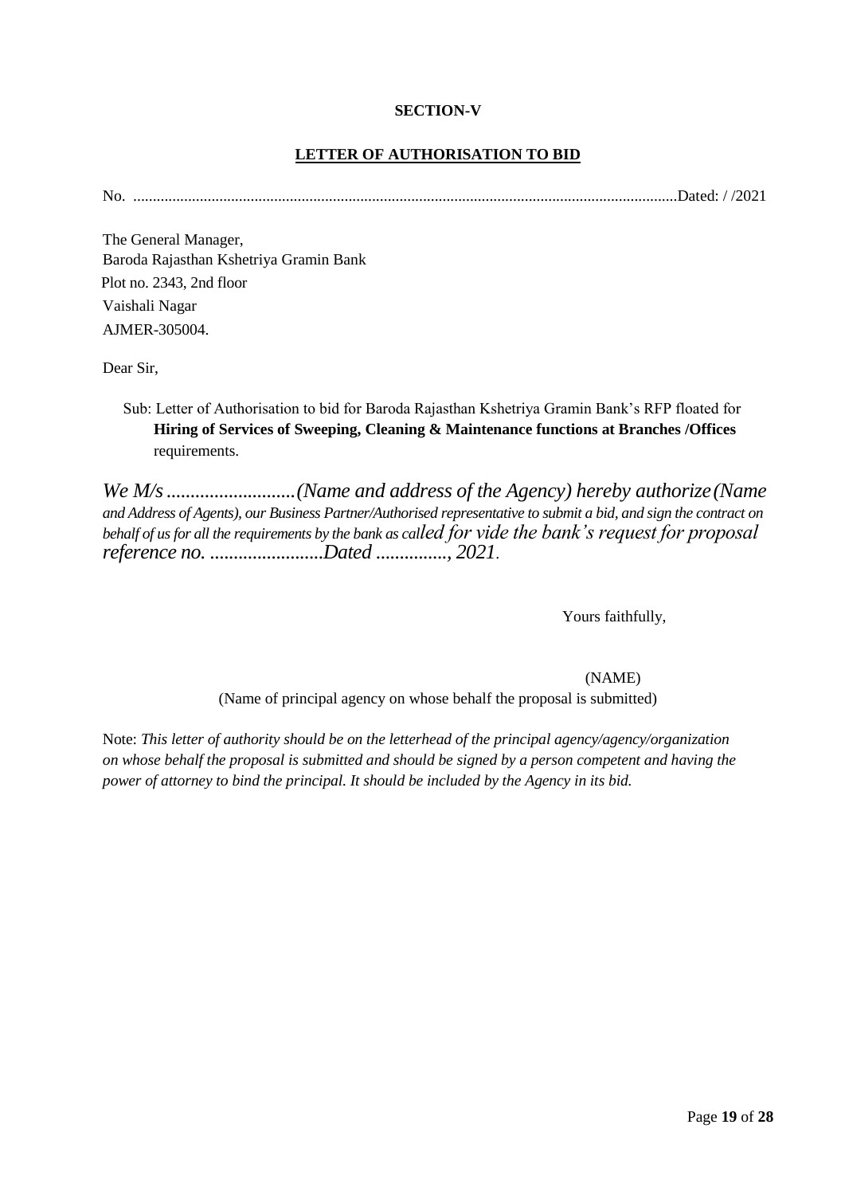**SECTION-V**

**LETTER OF AUTHORISATION TO BID**

No. ........................................................................................................................................Dated: / /2021

The General Manager,
Baroda Rajasthan Kshetriya Gramin Bank
Plot no. 2343, 2nd floor
Vaishali Nagar
AJMER-305004.

Dear Sir,

Sub: Letter of Authorisation to bid for Baroda Rajasthan Kshetriya Gramin Bank's RFP floated for **Hiring of Services of Sweeping, Cleaning & Maintenance functions at Branches /Offices** requirements.

*We M/s ...........................(Name and address of the Agency) hereby authorize (Name and Address of Agents), our Business Partner/Authorised representative to submit a bid, and sign the contract on behalf of us for all the requirements by the bank as called for vide the bank's request for proposal reference no. ........................Dated ..............., 2021.*

Yours faithfully,

(NAME)
(Name of principal agency on whose behalf the proposal is submitted)

Note: *This letter of authority should be on the letterhead of the principal agency/agency/organization on whose behalf the proposal is submitted and should be signed by a person competent and having the power of attorney to bind the principal. It should be included by the Agency in its bid.*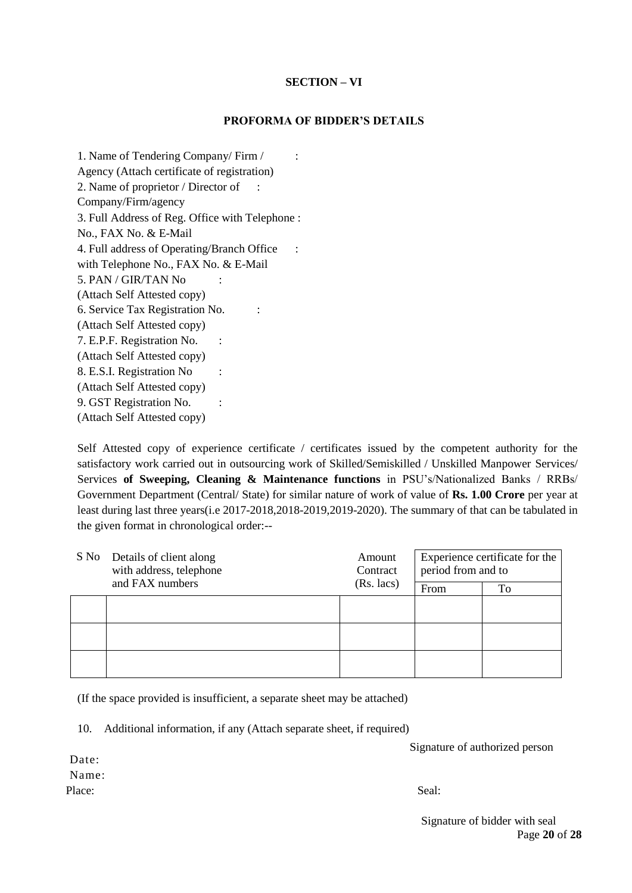## SECTION – VI

### PROFORMA OF BIDDER'S DETAILS

1. Name of Tendering Company/ Firm / Agency (Attach certificate of registration) :
2. Name of proprietor / Director of Company/Firm/agency :
3. Full Address of Reg. Office with Telephone No., FAX No. & E-Mail :
4. Full address of Operating/Branch Office with Telephone No., FAX No. & E-Mail :
5. PAN / GIR/TAN No (Attach Self Attested copy) :
6. Service Tax Registration No. (Attach Self Attested copy) :
7. E.P.F. Registration No. (Attach Self Attested copy) :
8. E.S.I. Registration No (Attach Self Attested copy) :
9. GST Registration No. (Attach Self Attested copy) :

Self Attested copy of experience certificate / certificates issued by the competent authority for the satisfactory work carried out in outsourcing work of Skilled/Semiskilled / Unskilled Manpower Services/ Services **of Sweeping, Cleaning & Maintenance functions** in PSU's/Nationalized Banks / RRBs/ Government Department (Central/ State) for similar nature of work of value of **Rs. 1.00 Crore** per year at least during last three years(i.e 2017-2018,2018-2019,2019-2020). The summary of that can be tabulated in the given format in chronological order:--

| S No | Details of client along with address, telephone and FAX numbers | Amount Contract (Rs. lacs) | Experience certificate for the period from and to | |
|---|---|---|---|---|
| | | | From | To |
| | | | | |
| | | | | |
| | | | | |

(If the space provided is insufficient, a separate sheet may be attached)

10. Additional information, if any (Attach separate sheet, if required)

Signature of authorized person

Date:

Name:

Place:

Seal:

Signature of bidder with seal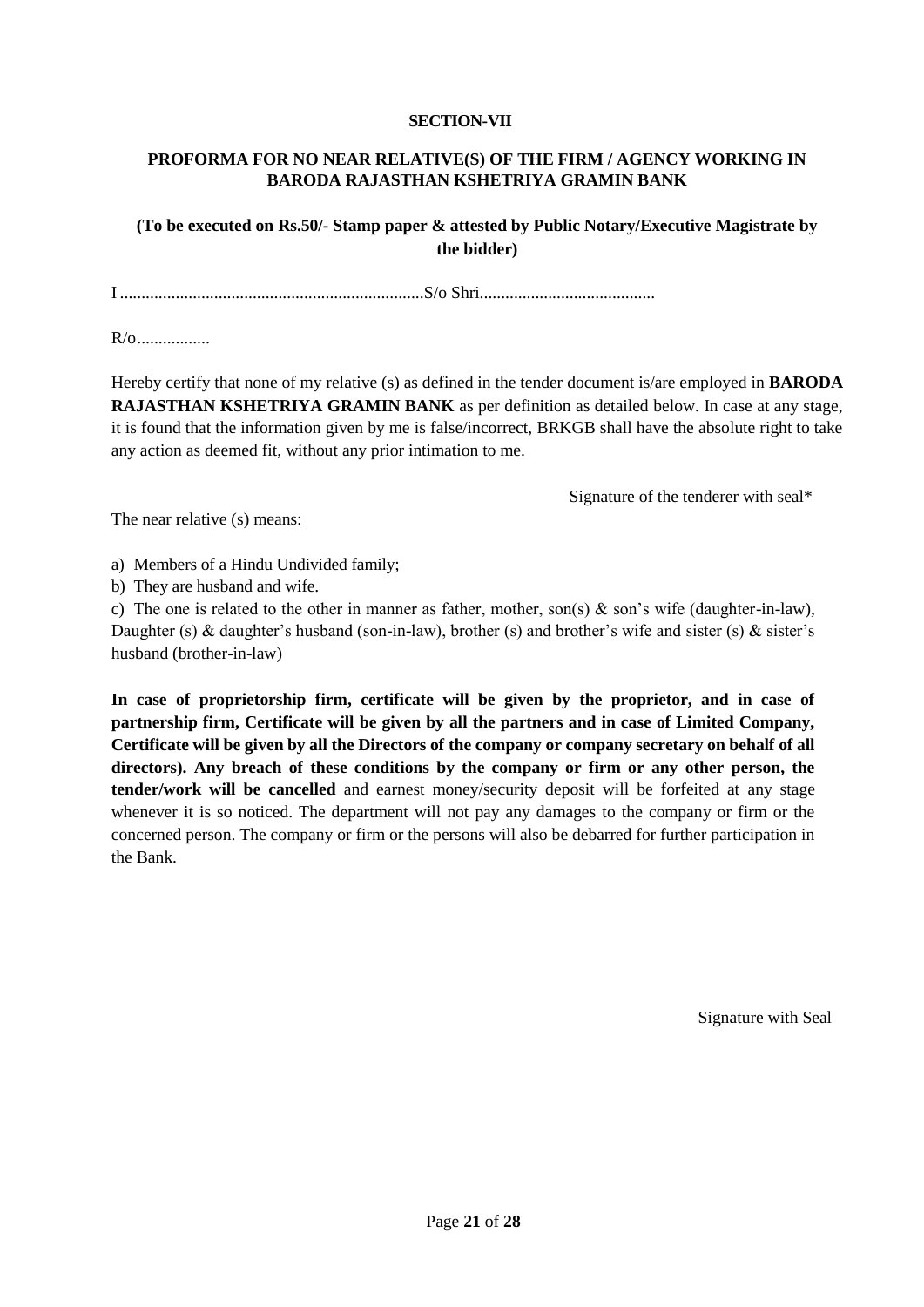**SECTION-VII**

**PROFORMA FOR NO NEAR RELATIVE(S) OF THE FIRM / AGENCY WORKING IN BARODA RAJASTHAN KSHETRIYA GRAMIN BANK**

**(To be executed on Rs.50/- Stamp paper & attested by Public Notary/Executive Magistrate by the bidder)**

I .......................................................................S/o Shri.........................................

R/o.................

Hereby certify that none of my relative (s) as defined in the tender document is/are employed in **BARODA RAJASTHAN KSHETRIYA GRAMIN BANK** as per definition as detailed below. In case at any stage, it is found that the information given by me is false/incorrect, BRKGB shall have the absolute right to take any action as deemed fit, without any prior intimation to me.

Signature of the tenderer with seal*

The near relative (s) means:

a) Members of a Hindu Undivided family;
b) They are husband and wife.
c) The one is related to the other in manner as father, mother, son(s) & son's wife (daughter-in-law), Daughter (s) & daughter's husband (son-in-law), brother (s) and brother's wife and sister (s) & sister's husband (brother-in-law)

**In case of proprietorship firm, certificate will be given by the proprietor, and in case of partnership firm, Certificate will be given by all the partners and in case of Limited Company, Certificate will be given by all the Directors of the company or company secretary on behalf of all directors). Any breach of these conditions by the company or firm or any other person, the tender/work will be cancelled** and earnest money/security deposit will be forfeited at any stage whenever it is so noticed. The department will not pay any damages to the company or firm or the concerned person. The company or firm or the persons will also be debarred for further participation in the Bank.

Signature with Seal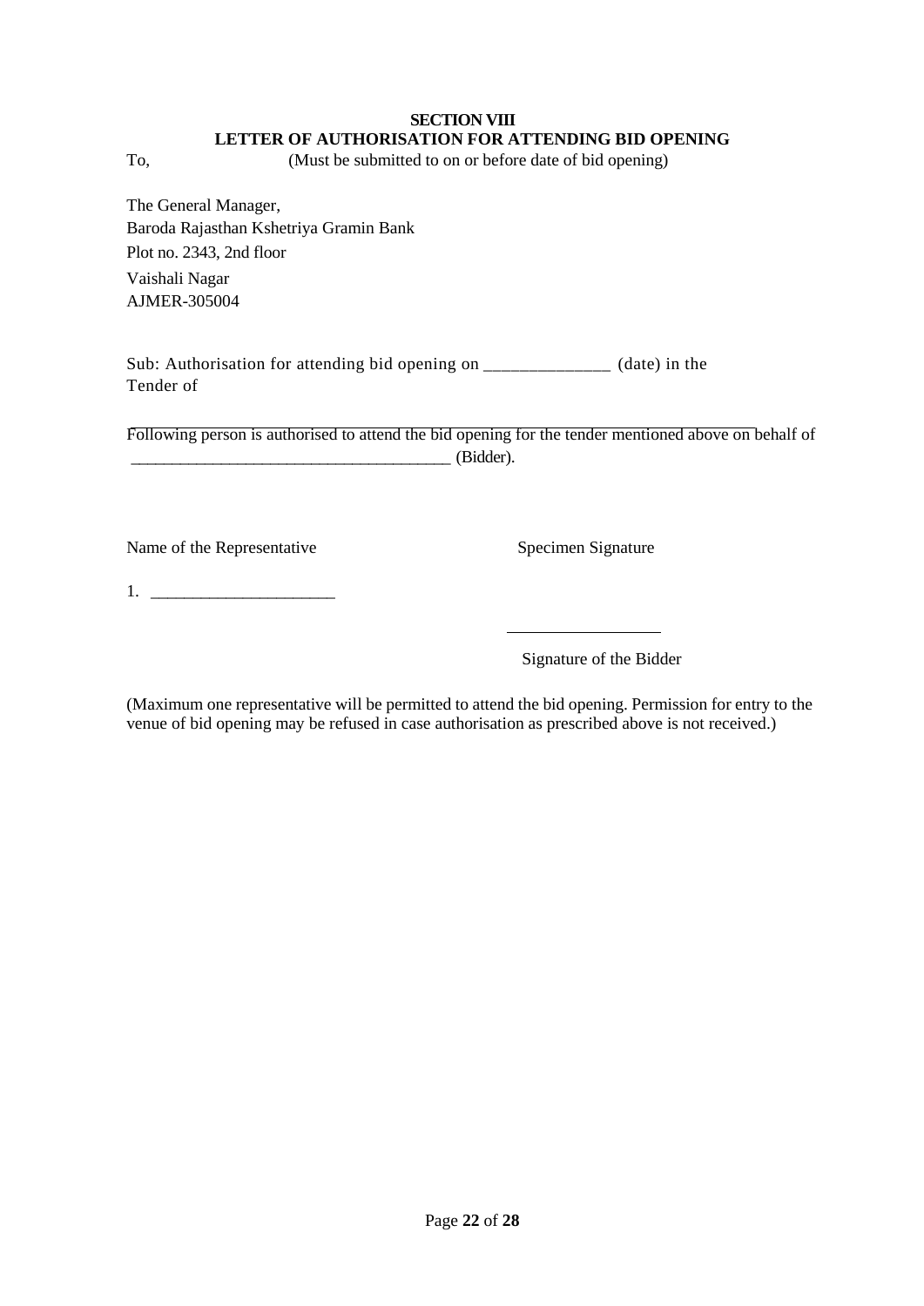**SECTION VIII**

**LETTER OF AUTHORISATION FOR ATTENDING BID OPENING**

To, (Must be submitted to on or before date of bid opening)

The General Manager,
Baroda Rajasthan Kshetriya Gramin Bank
Plot no. 2343, 2nd floor
Vaishali Nagar
AJMER-305004

Sub: Authorisation for attending bid opening on ______________ (date) in the Tender of

_______________________________________________________________________

Following person is authorised to attend the bid opening for the tender mentioned above on behalf of _______________________________________ (Bidder).

Name of the Representative Specimen Signature

1. ______________________

__________________

Signature of the Bidder

(Maximum one representative will be permitted to attend the bid opening. Permission for entry to the venue of bid opening may be refused in case authorisation as prescribed above is not received.)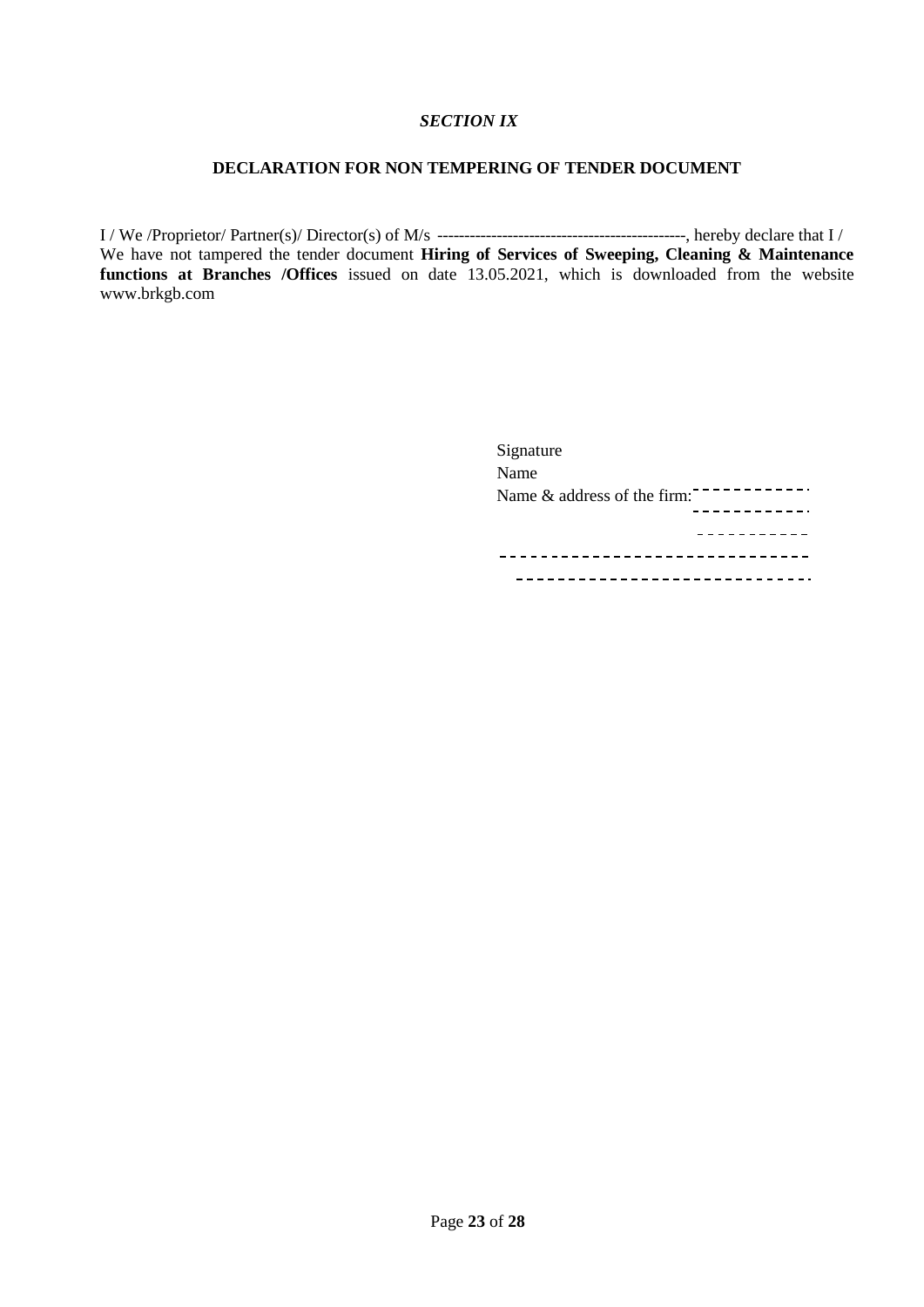*SECTION IX*

**DECLARATION FOR NON TEMPERING OF TENDER DOCUMENT**

I / We /Proprietor/ Partner(s)/ Director(s) of M/s ----------------------------------------------, hereby declare that I / We have not tampered the tender document **Hiring of Services of Sweeping, Cleaning & Maintenance functions at Branches /Offices** issued on date 13.05.2021, which is downloaded from the website www.brkgb.com

Signature

Name

Name & address of the firm: ------------

------------

------------

------------------------------

------------------------------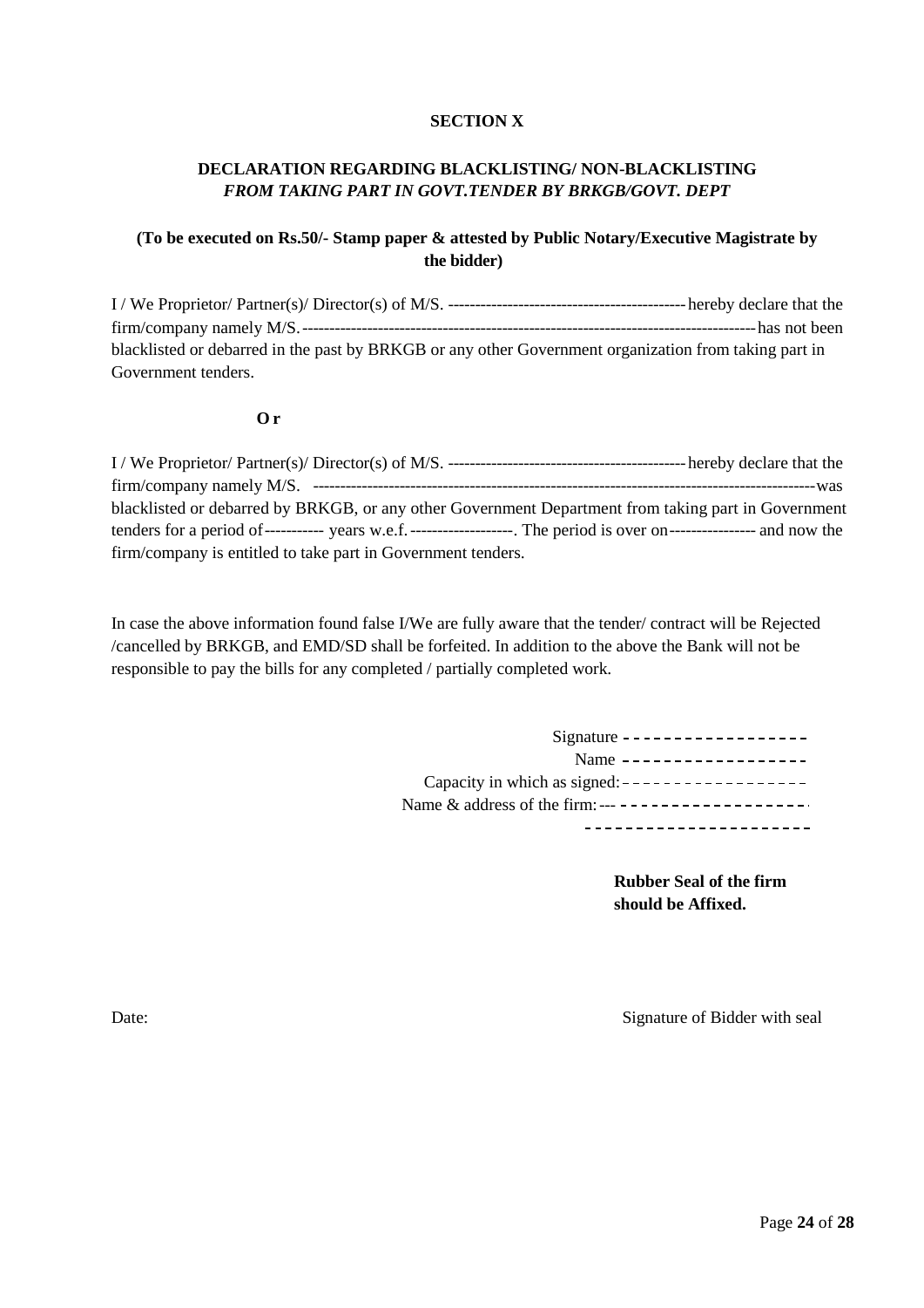**SECTION X**

**DECLARATION REGARDING BLACKLISTING/ NON-BLACKLISTING**
***FROM TAKING PART IN GOVT.TENDER BY BRKGB/GOVT. DEPT***

**(To be executed on Rs.50/- Stamp paper & attested by Public Notary/Executive Magistrate by the bidder)**

I / We Proprietor/ Partner(s)/ Director(s) of M/S. -------------------------------------------- hereby declare that the firm/company namely M/S. ------------------------------------------------------------------------------------ has not been blacklisted or debarred in the past by BRKGB or any other Government organization from taking part in Government tenders.

**Or**

I / We Proprietor/ Partner(s)/ Director(s) of M/S. -------------------------------------------- hereby declare that the firm/company namely M/S. ---------------------------------------------------------------------------------------------- was blacklisted or debarred by BRKGB, or any other Government Department from taking part in Government tenders for a period of ----------- years w.e.f. -------------------. The period is over on ---------------- and now the firm/company is entitled to take part in Government tenders.

In case the above information found false I/We are fully aware that the tender/ contract will be Rejected /cancelled by BRKGB, and EMD/SD shall be forfeited. In addition to the above the Bank will not be responsible to pay the bills for any completed / partially completed work.

Signature ------------------
Name ------------------
Capacity in which as signed: ------------------
Name & address of the firm: --- -------------------
---------------------

**Rubber Seal of the firm should be Affixed.**

Date:

Signature of Bidder with seal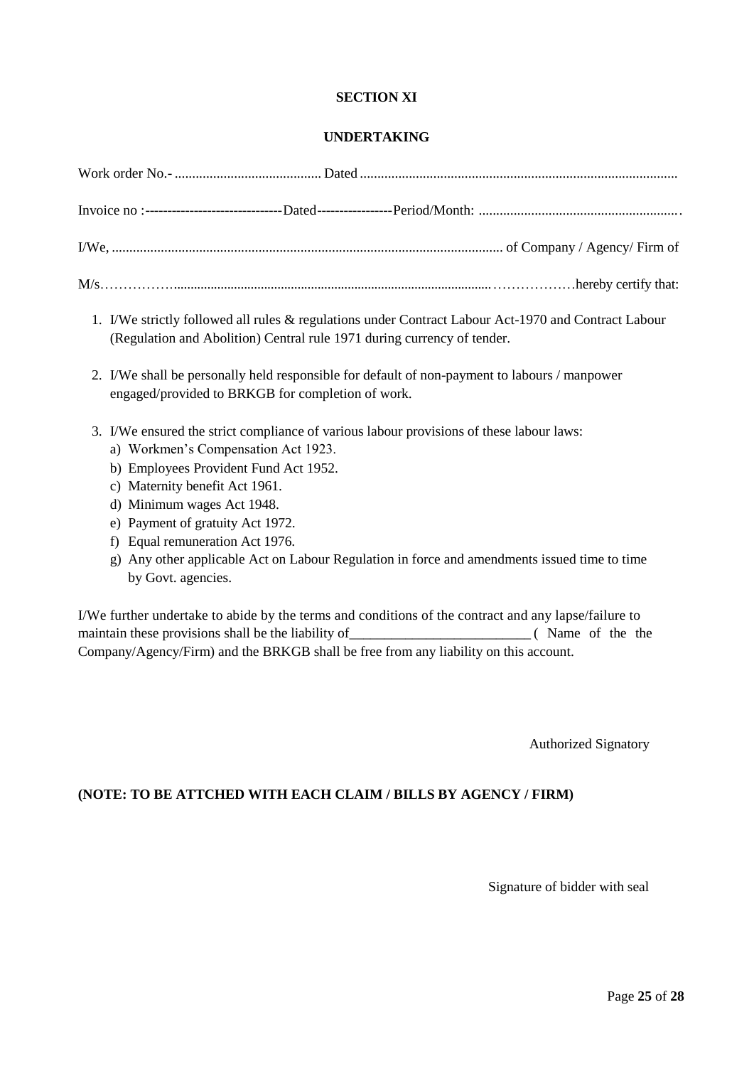## SECTION XI

## UNDERTAKING

Work order No.- .......................................... Dated ..........................................................................................

Invoice no :------------------------------Dated----------------Period/Month: .........................................................

I/We, .............................................................................................................. of Company / Agency/ Firm of

M/s……………….............................................................................................………………hereby certify that:

1. I/We strictly followed all rules & regulations under Contract Labour Act-1970 and Contract Labour (Regulation and Abolition) Central rule 1971 during currency of tender.

2. I/We shall be personally held responsible for default of non-payment to labours / manpower engaged/provided to BRKGB for completion of work.

3. I/We ensured the strict compliance of various labour provisions of these labour laws:
   a) Workmen's Compensation Act 1923.
   b) Employees Provident Fund Act 1952.
   c) Maternity benefit Act 1961.
   d) Minimum wages Act 1948.
   e) Payment of gratuity Act 1972.
   f) Equal remuneration Act 1976.
   g) Any other applicable Act on Labour Regulation in force and amendments issued time to time by Govt. agencies.

I/We further undertake to abide by the terms and conditions of the contract and any lapse/failure to maintain these provisions shall be the liability of__________________________ ( Name of the the Company/Agency/Firm) and the BRKGB shall be free from any liability on this account.

Authorized Signatory

**(NOTE: TO BE ATTCHED WITH EACH CLAIM / BILLS BY AGENCY / FIRM)**

Signature of bidder with seal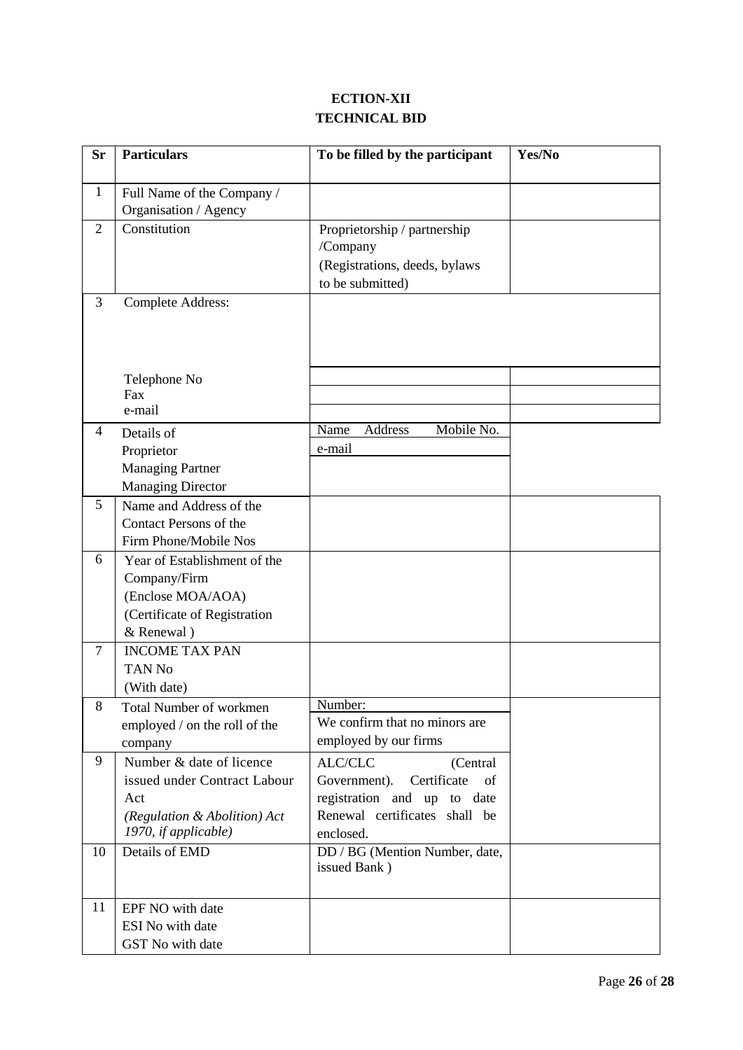**ECTION-XII**

**TECHNICAL BID**

| Sr | Particulars | To be filled by the participant | Yes/No |
|---|---|---|---|
| 1 | Full Name of the Company / Organisation / Agency | | |
| 2 | Constitution | Proprietorship / partnership /Company (Registrations, deeds, bylaws to be submitted) | |
| 3 | Complete Address: | | |
| | Telephone No | | |
| | Fax | | |
| | e-mail | | |
| 4 | Details of Proprietor Managing Partner Managing Director | Name Address Mobile No. e-mail | |
| 5 | Name and Address of the Contact Persons of the Firm Phone/Mobile Nos | | |
| 6 | Year of Establishment of the Company/Firm (Enclose MOA/AOA) (Certificate of Registration & Renewal ) | | |
| 7 | INCOME TAX PAN TAN No (With date) | | |
| 8 | Total Number of workmen employed / on the roll of the company | Number: We confirm that no minors are employed by our firms | |
| 9 | Number & date of licence issued under Contract Labour Act *(Regulation & Abolition) Act 1970, if applicable)* | ALC/CLC (Central Government). Certificate of registration and up to date Renewal certificates shall be enclosed. | |
| 10 | Details of EMD | DD / BG (Mention Number, date, issued Bank ) | |
| 11 | EPF NO with date ESI No with date GST No with date | | |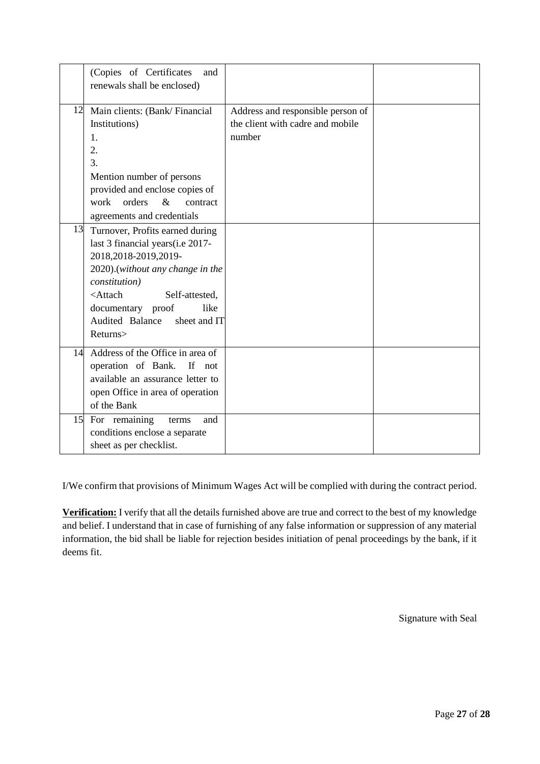|  |  |  |  |
|---|---|---|---|
|  | (Copies of Certificates and renewals shall be enclosed) |  |  |
| 12 | Main clients: (Bank/ Financial Institutions)<br>1.<br>2.<br>3.<br>Mention number of persons provided and enclose copies of work orders & contract agreements and credentials | Address and responsible person of the client with cadre and mobile number |  |
| 13 | Turnover, Profits earned during last 3 financial years(i.e 2017-2018,2018-2019,2019-2020).(*without any change in the constitution*)<br><Attach Self-attested, documentary proof like Audited Balance sheet and IT Returns> |  |  |
| 14 | Address of the Office in area of operation of Bank. If not available an assurance letter to open Office in area of operation of the Bank |  |  |
| 15 | For remaining terms and conditions enclose a separate sheet as per checklist. |  |  |

I/We confirm that provisions of Minimum Wages Act will be complied with during the contract period.

**Verification:** I verify that all the details furnished above are true and correct to the best of my knowledge and belief. I understand that in case of furnishing of any false information or suppression of any material information, the bid shall be liable for rejection besides initiation of penal proceedings by the bank, if it deems fit.

Signature with Seal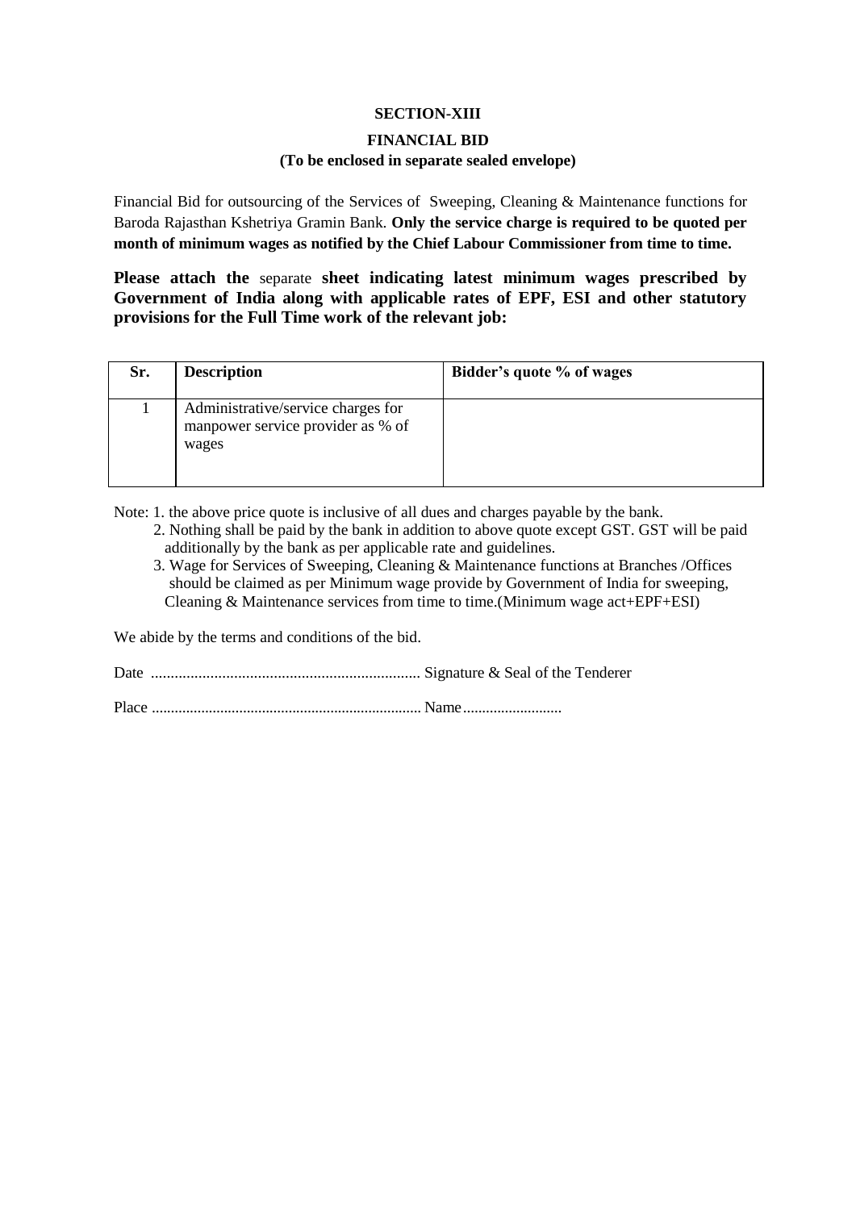## SECTION-XIII

### FINANCIAL BID

**(To be enclosed in separate sealed envelope)**

Financial Bid for outsourcing of the Services of Sweeping, Cleaning & Maintenance functions for Baroda Rajasthan Kshetriya Gramin Bank. **Only the service charge is required to be quoted per month of minimum wages as notified by the Chief Labour Commissioner from time to time.**

**Please attach the** separate **sheet indicating latest minimum wages prescribed by Government of India along with applicable rates of EPF, ESI and other statutory provisions for the Full Time work of the relevant job:**

| Sr. | Description | Bidder's quote % of wages |
|---|---|---|
| 1 | Administrative/service charges for manpower service provider as % of wages | |

Note: 1. the above price quote is inclusive of all dues and charges payable by the bank.

2. Nothing shall be paid by the bank in addition to above quote except GST. GST will be paid additionally by the bank as per applicable rate and guidelines.

3. Wage for Services of Sweeping, Cleaning & Maintenance functions at Branches /Offices should be claimed as per Minimum wage provide by Government of India for sweeping, Cleaning & Maintenance services from time to time.(Minimum wage act+EPF+ESI)

We abide by the terms and conditions of the bid.

Date ..................................................................... Signature & Seal of the Tenderer

Place ...................................................................... Name..........................